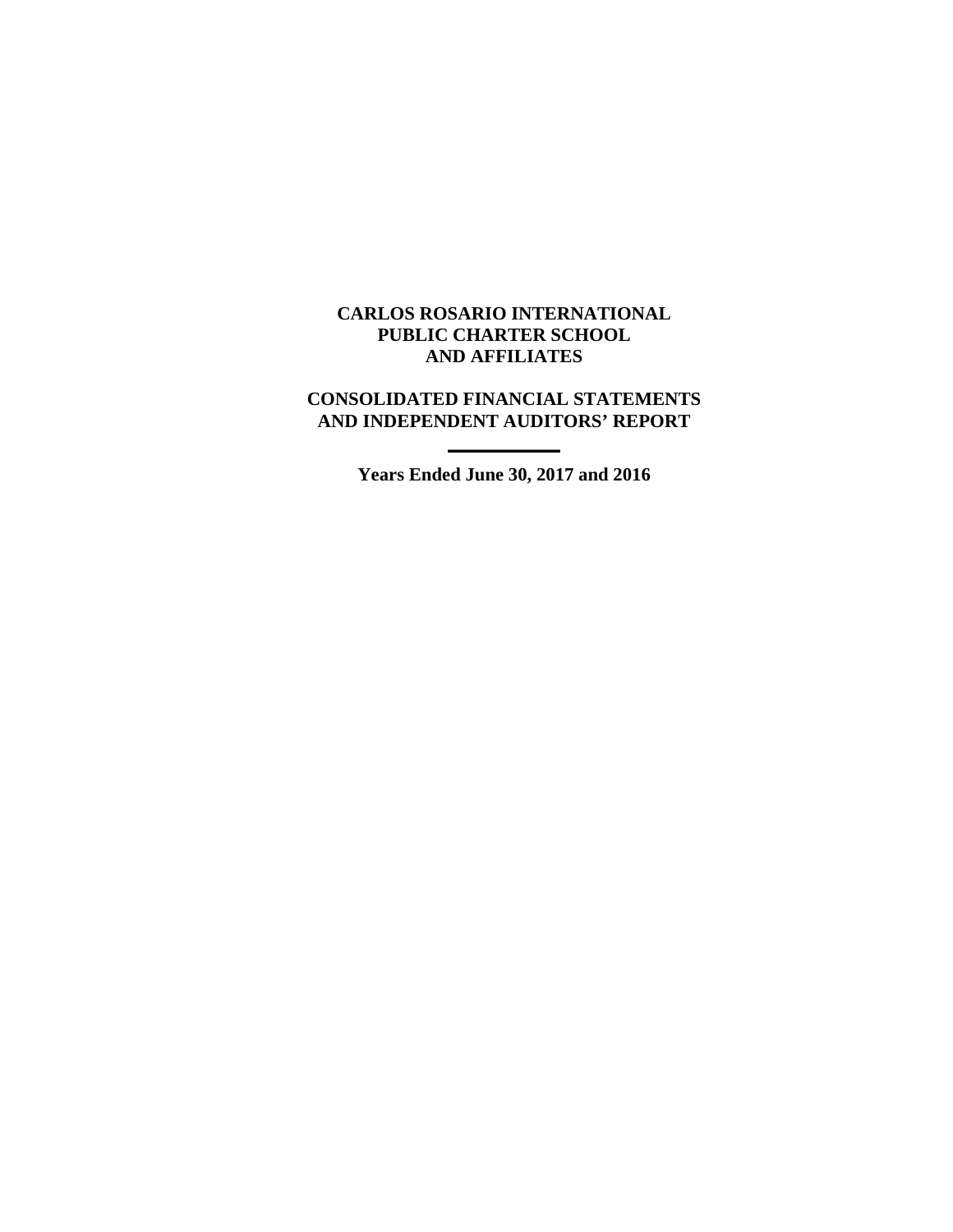# CARLOS ROSARIO INTERNATIONAL PUBLIC CHARTER SCHOOL AND AFFILIATES

## CONSOLIDATED FINANCIAL STATEMENTS AND INDEPENDENT AUDITORS' REPORT

---

**Years Ended June 30, 2017 and 2016**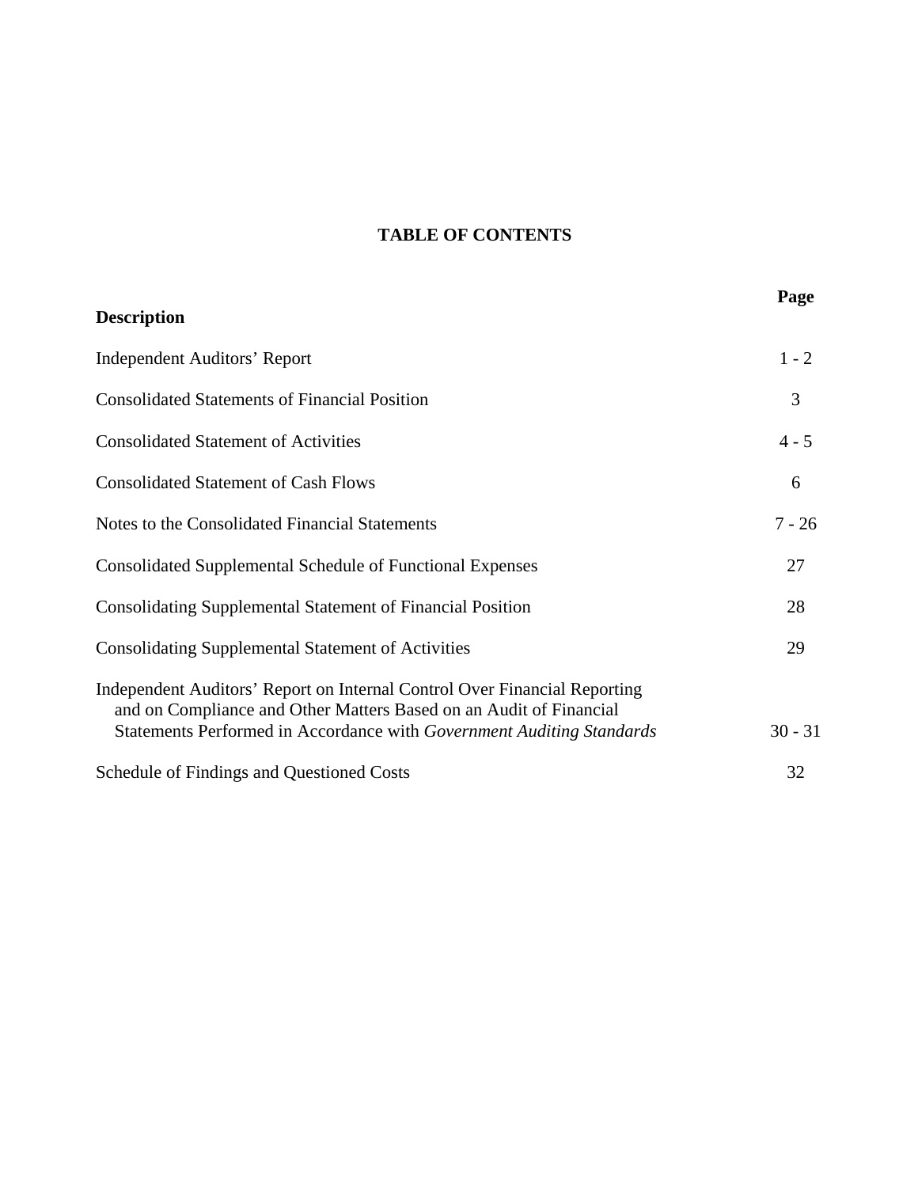# TABLE OF CONTENTS

| Description | Page |
|---|---|
| Independent Auditors' Report | 1 - 2 |
| Consolidated Statements of Financial Position | 3 |
| Consolidated Statement of Activities | 4 - 5 |
| Consolidated Statement of Cash Flows | 6 |
| Notes to the Consolidated Financial Statements | 7 - 26 |
| Consolidated Supplemental Schedule of Functional Expenses | 27 |
| Consolidating Supplemental Statement of Financial Position | 28 |
| Consolidating Supplemental Statement of Activities | 29 |
| Independent Auditors' Report on Internal Control Over Financial Reporting and on Compliance and Other Matters Based on an Audit of Financial Statements Performed in Accordance with *Government Auditing Standards* | 30 - 31 |
| Schedule of Findings and Questioned Costs | 32 |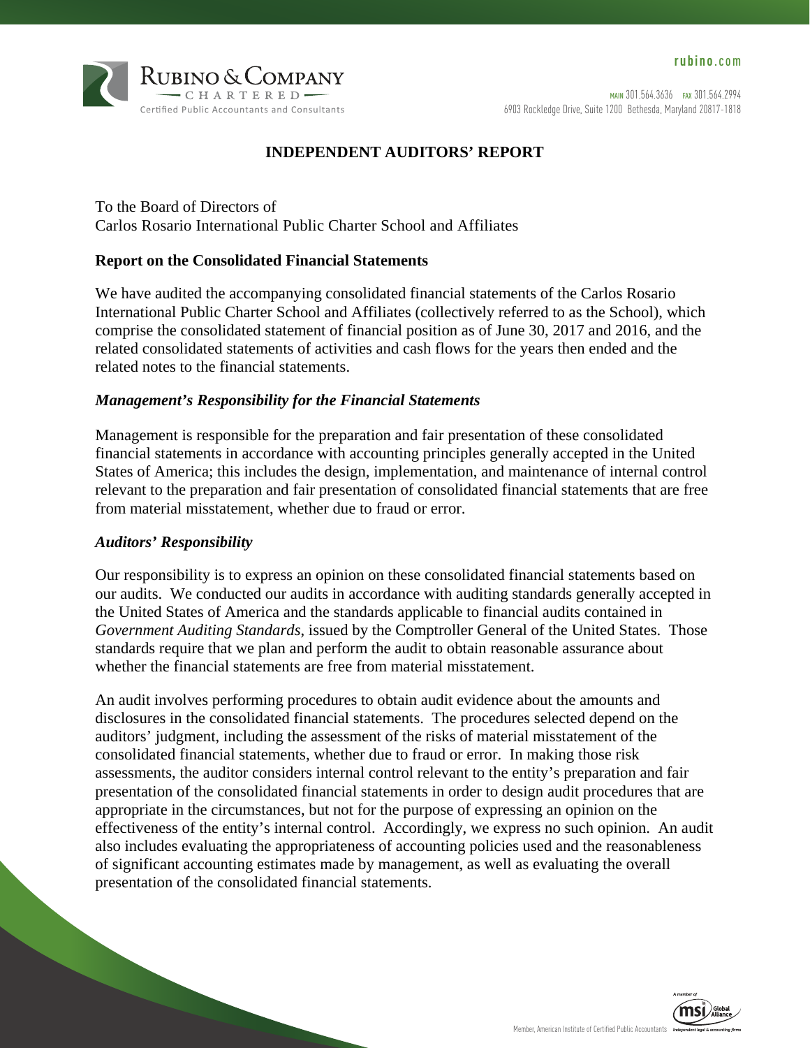# INDEPENDENT AUDITORS' REPORT

To the Board of Directors of
Carlos Rosario International Public Charter School and Affiliates

## Report on the Consolidated Financial Statements

We have audited the accompanying consolidated financial statements of the Carlos Rosario International Public Charter School and Affiliates (collectively referred to as the School), which comprise the consolidated statement of financial position as of June 30, 2017 and 2016, and the related consolidated statements of activities and cash flows for the years then ended and the related notes to the financial statements.

### *Management's Responsibility for the Financial Statements*

Management is responsible for the preparation and fair presentation of these consolidated financial statements in accordance with accounting principles generally accepted in the United States of America; this includes the design, implementation, and maintenance of internal control relevant to the preparation and fair presentation of consolidated financial statements that are free from material misstatement, whether due to fraud or error.

### *Auditors' Responsibility*

Our responsibility is to express an opinion on these consolidated financial statements based on our audits. We conducted our audits in accordance with auditing standards generally accepted in the United States of America and the standards applicable to financial audits contained in *Government Auditing Standards*, issued by the Comptroller General of the United States. Those standards require that we plan and perform the audit to obtain reasonable assurance about whether the financial statements are free from material misstatement.

An audit involves performing procedures to obtain audit evidence about the amounts and disclosures in the consolidated financial statements. The procedures selected depend on the auditors' judgment, including the assessment of the risks of material misstatement of the consolidated financial statements, whether due to fraud or error. In making those risk assessments, the auditor considers internal control relevant to the entity's preparation and fair presentation of the consolidated financial statements in order to design audit procedures that are appropriate in the circumstances, but not for the purpose of expressing an opinion on the effectiveness of the entity's internal control. Accordingly, we express no such opinion. An audit also includes evaluating the appropriateness of accounting policies used and the reasonableness of significant accounting estimates made by management, as well as evaluating the overall presentation of the consolidated financial statements.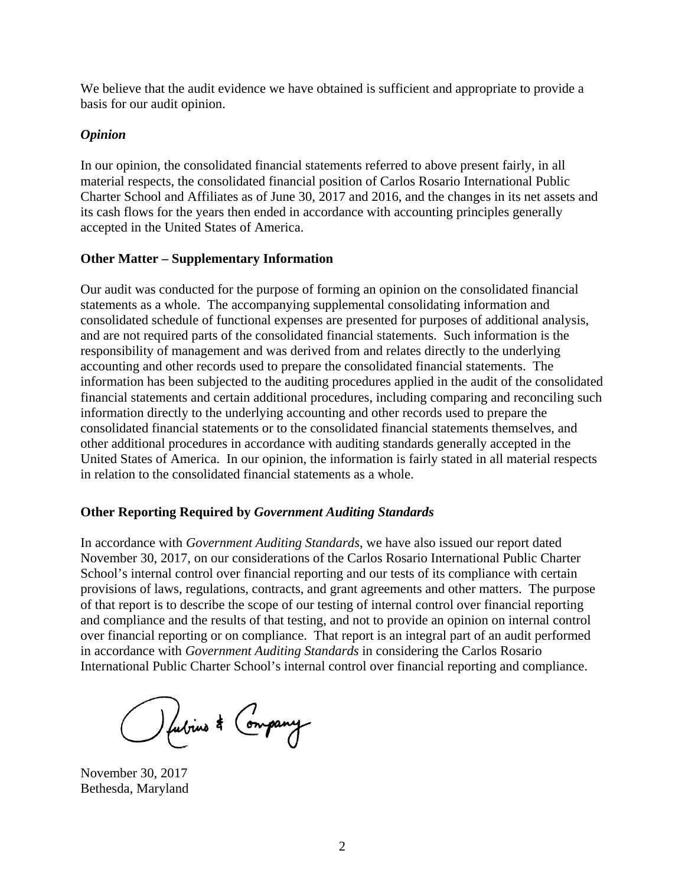We believe that the audit evidence we have obtained is sufficient and appropriate to provide a basis for our audit opinion.

### *Opinion*

In our opinion, the consolidated financial statements referred to above present fairly, in all material respects, the consolidated financial position of Carlos Rosario International Public Charter School and Affiliates as of June 30, 2017 and 2016, and the changes in its net assets and its cash flows for the years then ended in accordance with accounting principles generally accepted in the United States of America.

## Other Matter – Supplementary Information

Our audit was conducted for the purpose of forming an opinion on the consolidated financial statements as a whole. The accompanying supplemental consolidating information and consolidated schedule of functional expenses are presented for purposes of additional analysis, and are not required parts of the consolidated financial statements. Such information is the responsibility of management and was derived from and relates directly to the underlying accounting and other records used to prepare the consolidated financial statements. The information has been subjected to the auditing procedures applied in the audit of the consolidated financial statements and certain additional procedures, including comparing and reconciling such information directly to the underlying accounting and other records used to prepare the consolidated financial statements or to the consolidated financial statements themselves, and other additional procedures in accordance with auditing standards generally accepted in the United States of America. In our opinion, the information is fairly stated in all material respects in relation to the consolidated financial statements as a whole.

## Other Reporting Required by *Government Auditing Standards*

In accordance with *Government Auditing Standards*, we have also issued our report dated November 30, 2017, on our considerations of the Carlos Rosario International Public Charter School's internal control over financial reporting and our tests of its compliance with certain provisions of laws, regulations, contracts, and grant agreements and other matters. The purpose of that report is to describe the scope of our testing of internal control over financial reporting and compliance and the results of that testing, and not to provide an opinion on internal control over financial reporting or on compliance. That report is an integral part of an audit performed in accordance with *Government Auditing Standards* in considering the Carlos Rosario International Public Charter School's internal control over financial reporting and compliance.

Thubins & Company

November 30, 2017
Bethesda, Maryland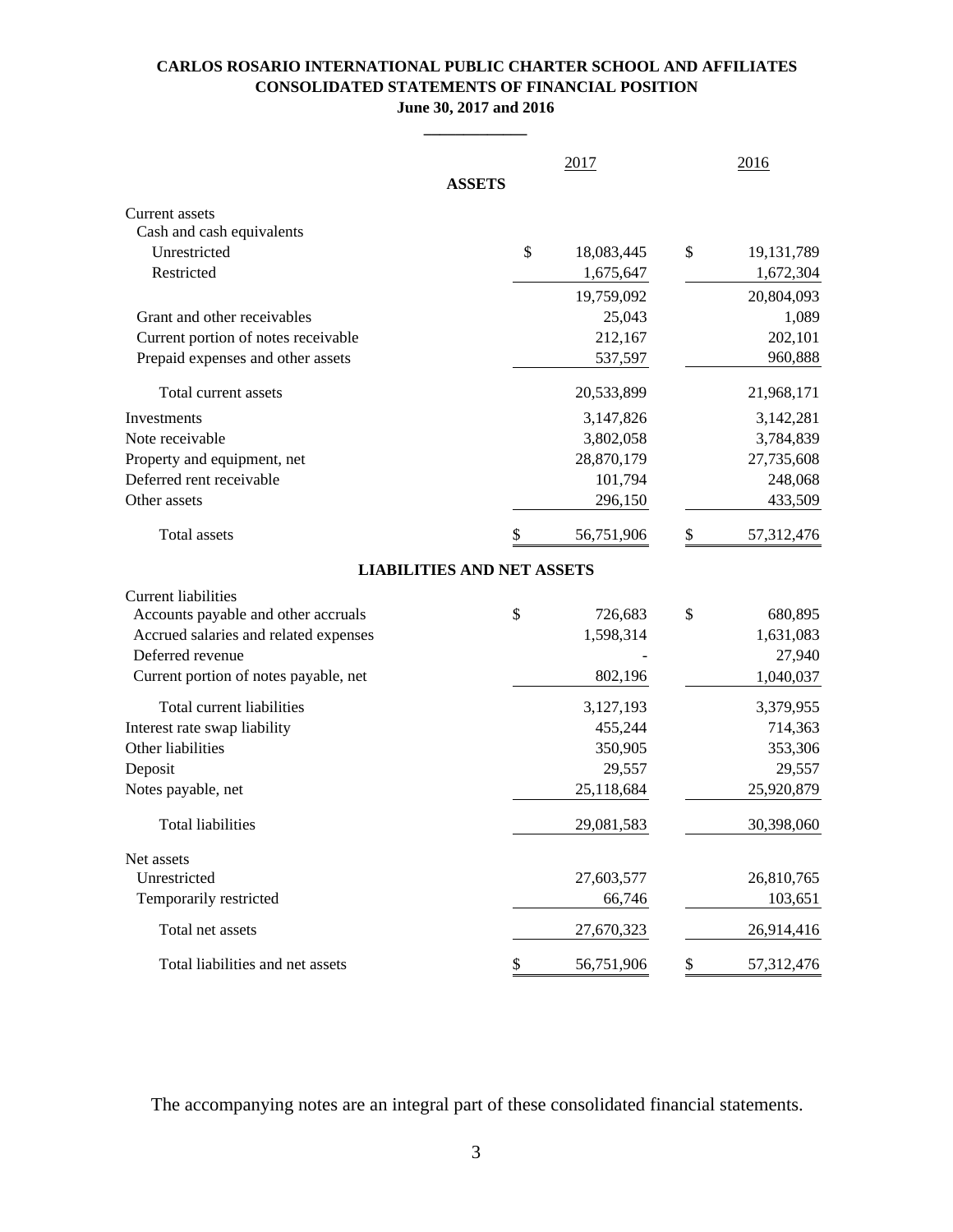# CARLOS ROSARIO INTERNATIONAL PUBLIC CHARTER SCHOOL AND AFFILIATES
## CONSOLIDATED STATEMENTS OF FINANCIAL POSITION
### June 30, 2017 and 2016

| | 2017 | 2016 |
|---|---|---|
| **ASSETS** | | |
| Current assets | | |
| Cash and cash equivalents | | |
| Unrestricted | $ 18,083,445 | $ 19,131,789 |
| Restricted | 1,675,647 | 1,672,304 |
| | 19,759,092 | 20,804,093 |
| Grant and other receivables | 25,043 | 1,089 |
| Current portion of notes receivable | 212,167 | 202,101 |
| Prepaid expenses and other assets | 537,597 | 960,888 |
| Total current assets | 20,533,899 | 21,968,171 |
| Investments | 3,147,826 | 3,142,281 |
| Note receivable | 3,802,058 | 3,784,839 |
| Property and equipment, net | 28,870,179 | 27,735,608 |
| Deferred rent receivable | 101,794 | 248,068 |
| Other assets | 296,150 | 433,509 |
| Total assets | $ 56,751,906 | $ 57,312,476 |
| **LIABILITIES AND NET ASSETS** | | |
| Current liabilities | | |
| Accounts payable and other accruals | $ 726,683 | $ 680,895 |
| Accrued salaries and related expenses | 1,598,314 | 1,631,083 |
| Deferred revenue | - | 27,940 |
| Current portion of notes payable, net | 802,196 | 1,040,037 |
| Total current liabilities | 3,127,193 | 3,379,955 |
| Interest rate swap liability | 455,244 | 714,363 |
| Other liabilities | 350,905 | 353,306 |
| Deposit | 29,557 | 29,557 |
| Notes payable, net | 25,118,684 | 25,920,879 |
| Total liabilities | 29,081,583 | 30,398,060 |
| Net assets | | |
| Unrestricted | 27,603,577 | 26,810,765 |
| Temporarily restricted | 66,746 | 103,651 |
| Total net assets | 27,670,323 | 26,914,416 |
| Total liabilities and net assets | $ 56,751,906 | $ 57,312,476 |

The accompanying notes are an integral part of these consolidated financial statements.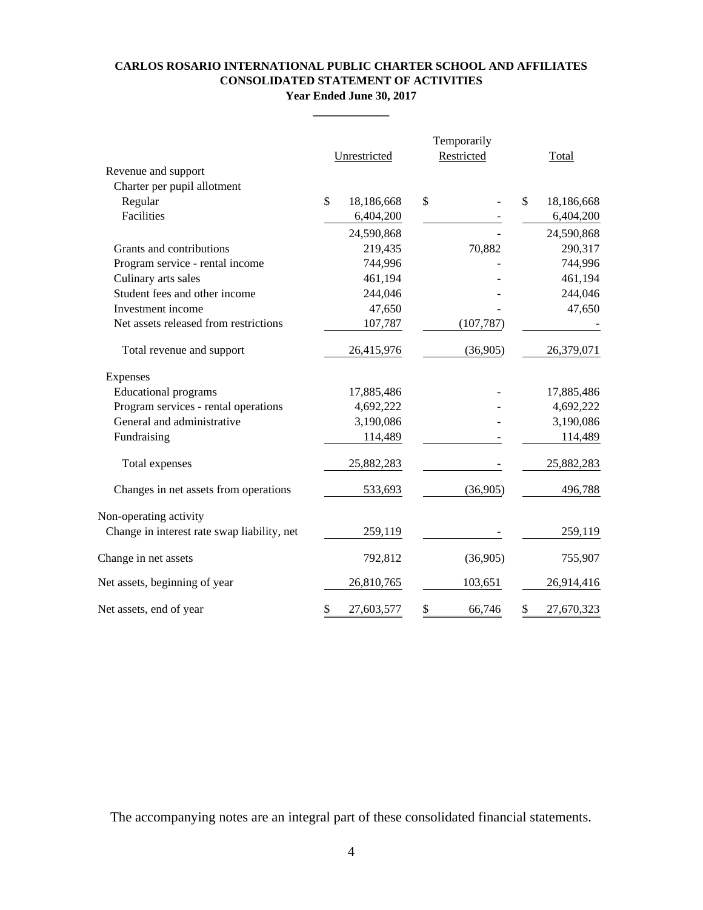**CARLOS ROSARIO INTERNATIONAL PUBLIC CHARTER SCHOOL AND AFFILIATES**
**CONSOLIDATED STATEMENT OF ACTIVITIES**
**Year Ended June 30, 2017**

| | Unrestricted | Temporarily Restricted | Total |
|---|---|---|---|
| Revenue and support | | | |
| Charter per pupil allotment | | | |
| Regular | $ 18,186,668 | $ - | $ 18,186,668 |
| Facilities | 6,404,200 | - | 6,404,200 |
| | 24,590,868 | - | 24,590,868 |
| Grants and contributions | 219,435 | 70,882 | 290,317 |
| Program service - rental income | 744,996 | - | 744,996 |
| Culinary arts sales | 461,194 | - | 461,194 |
| Student fees and other income | 244,046 | - | 244,046 |
| Investment income | 47,650 | - | 47,650 |
| Net assets released from restrictions | 107,787 | (107,787) | - |
| Total revenue and support | 26,415,976 | (36,905) | 26,379,071 |
| Expenses | | | |
| Educational programs | 17,885,486 | - | 17,885,486 |
| Program services - rental operations | 4,692,222 | - | 4,692,222 |
| General and administrative | 3,190,086 | - | 3,190,086 |
| Fundraising | 114,489 | - | 114,489 |
| Total expenses | 25,882,283 | - | 25,882,283 |
| Changes in net assets from operations | 533,693 | (36,905) | 496,788 |
| Non-operating activity | | | |
| Change in interest rate swap liability, net | 259,119 | - | 259,119 |
| Change in net assets | 792,812 | (36,905) | 755,907 |
| Net assets, beginning of year | 26,810,765 | 103,651 | 26,914,416 |
| Net assets, end of year | $ 27,603,577 | $ 66,746 | $ 27,670,323 |

The accompanying notes are an integral part of these consolidated financial statements.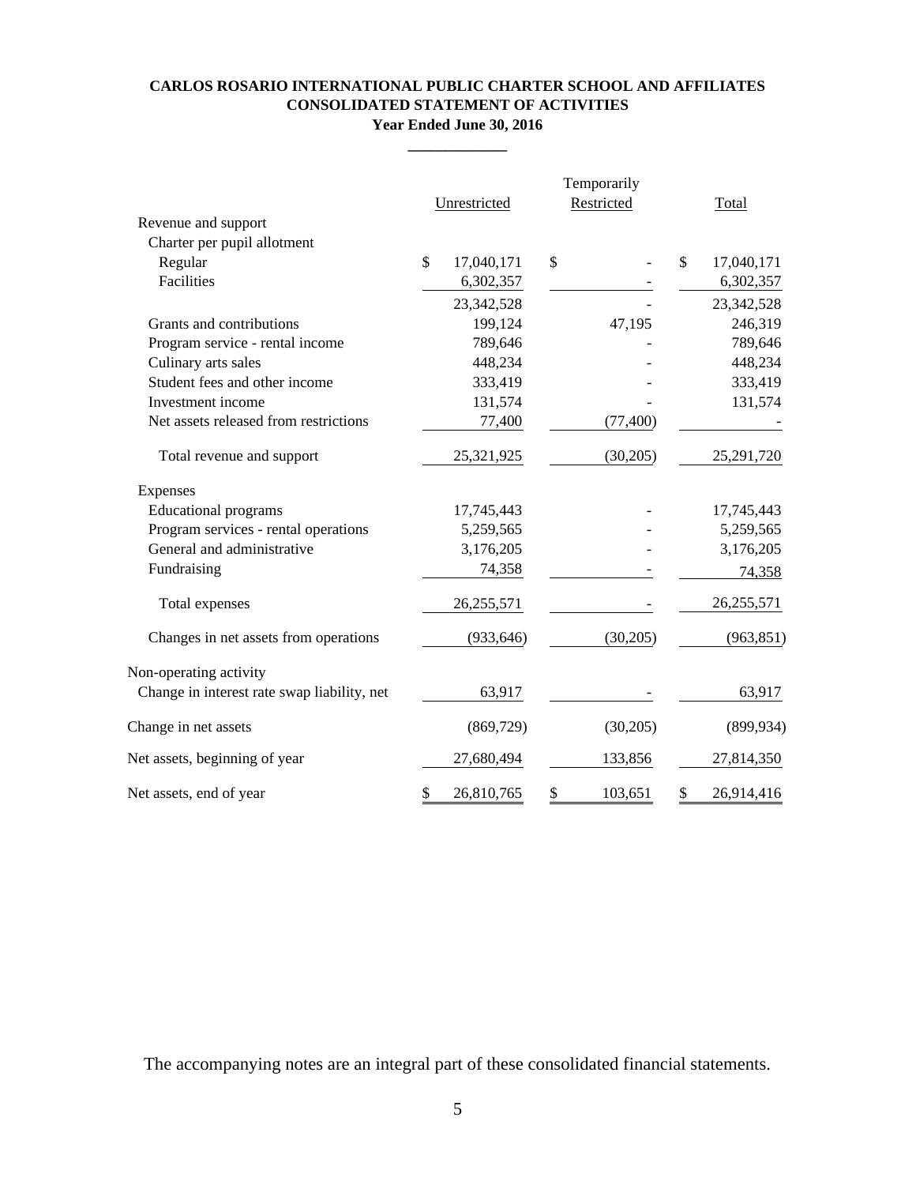**CARLOS ROSARIO INTERNATIONAL PUBLIC CHARTER SCHOOL AND AFFILIATES**
**CONSOLIDATED STATEMENT OF ACTIVITIES**
**Year Ended June 30, 2016**

| | Unrestricted | Temporarily Restricted | Total |
|---|---|---|---|
| Revenue and support | | | |
| Charter per pupil allotment | | | |
| Regular | $ 17,040,171 | $ - | $ 17,040,171 |
| Facilities | 6,302,357 | - | 6,302,357 |
| | 23,342,528 | - | 23,342,528 |
| Grants and contributions | 199,124 | 47,195 | 246,319 |
| Program service - rental income | 789,646 | - | 789,646 |
| Culinary arts sales | 448,234 | - | 448,234 |
| Student fees and other income | 333,419 | - | 333,419 |
| Investment income | 131,574 | - | 131,574 |
| Net assets released from restrictions | 77,400 | (77,400) | - |
| Total revenue and support | 25,321,925 | (30,205) | 25,291,720 |
| Expenses | | | |
| Educational programs | 17,745,443 | - | 17,745,443 |
| Program services - rental operations | 5,259,565 | - | 5,259,565 |
| General and administrative | 3,176,205 | - | 3,176,205 |
| Fundraising | 74,358 | - | 74,358 |
| Total expenses | 26,255,571 | - | 26,255,571 |
| Changes in net assets from operations | (933,646) | (30,205) | (963,851) |
| Non-operating activity | | | |
| Change in interest rate swap liability, net | 63,917 | - | 63,917 |
| Change in net assets | (869,729) | (30,205) | (899,934) |
| Net assets, beginning of year | 27,680,494 | 133,856 | 27,814,350 |
| Net assets, end of year | $ 26,810,765 | $ 103,651 | $ 26,914,416 |

The accompanying notes are an integral part of these consolidated financial statements.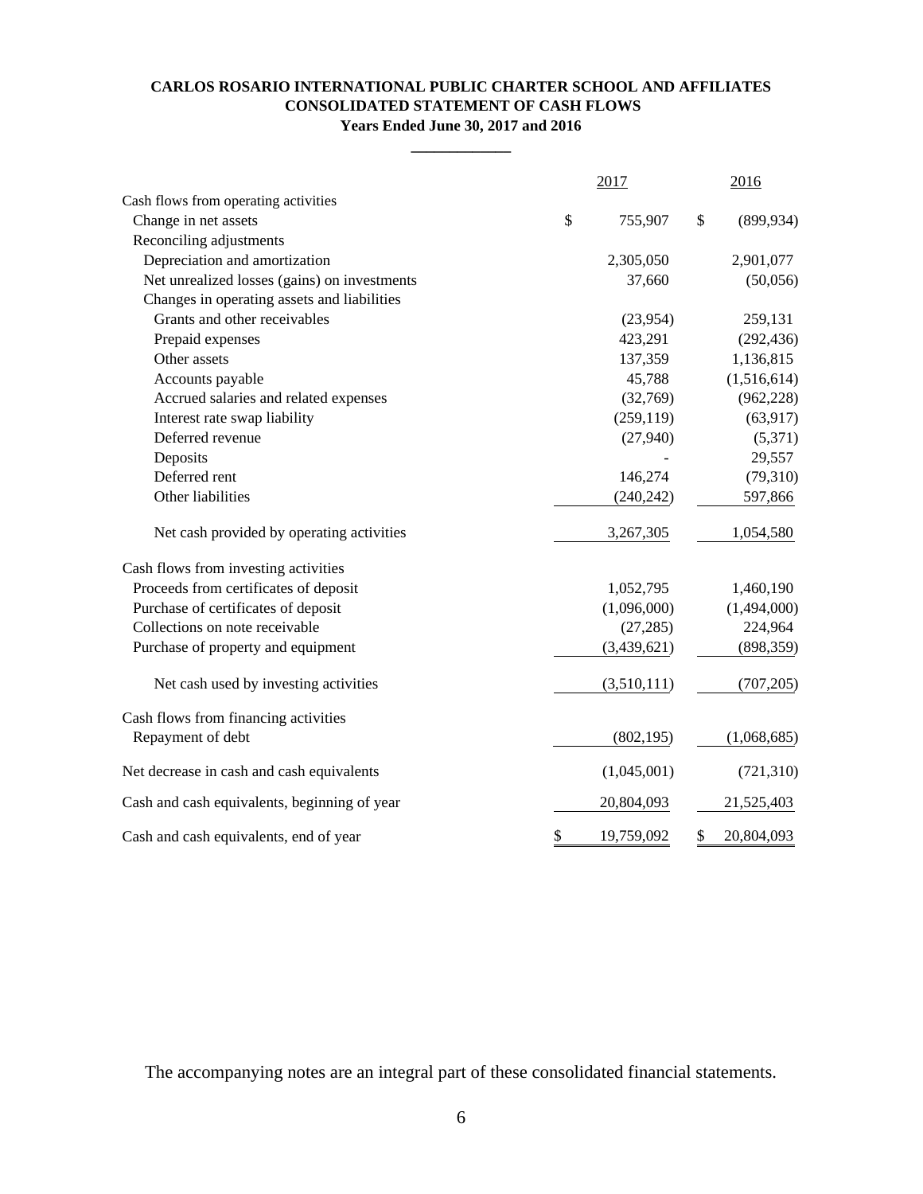**CARLOS ROSARIO INTERNATIONAL PUBLIC CHARTER SCHOOL AND AFFILIATES**
**CONSOLIDATED STATEMENT OF CASH FLOWS**
**Years Ended June 30, 2017 and 2016**

| | 2017 | 2016 |
|---|---|---|
| Cash flows from operating activities | | |
| Change in net assets | $ 755,907 | $ (899,934) |
| Reconciling adjustments | | |
| Depreciation and amortization | 2,305,050 | 2,901,077 |
| Net unrealized losses (gains) on investments | 37,660 | (50,056) |
| Changes in operating assets and liabilities | | |
| Grants and other receivables | (23,954) | 259,131 |
| Prepaid expenses | 423,291 | (292,436) |
| Other assets | 137,359 | 1,136,815 |
| Accounts payable | 45,788 | (1,516,614) |
| Accrued salaries and related expenses | (32,769) | (962,228) |
| Interest rate swap liability | (259,119) | (63,917) |
| Deferred revenue | (27,940) | (5,371) |
| Deposits | - | 29,557 |
| Deferred rent | 146,274 | (79,310) |
| Other liabilities | (240,242) | 597,866 |
| Net cash provided by operating activities | 3,267,305 | 1,054,580 |
| Cash flows from investing activities | | |
| Proceeds from certificates of deposit | 1,052,795 | 1,460,190 |
| Purchase of certificates of deposit | (1,096,000) | (1,494,000) |
| Collections on note receivable | (27,285) | 224,964 |
| Purchase of property and equipment | (3,439,621) | (898,359) |
| Net cash used by investing activities | (3,510,111) | (707,205) |
| Cash flows from financing activities | | |
| Repayment of debt | (802,195) | (1,068,685) |
| Net decrease in cash and cash equivalents | (1,045,001) | (721,310) |
| Cash and cash equivalents, beginning of year | 20,804,093 | 21,525,403 |
| Cash and cash equivalents, end of year | $ 19,759,092 | $ 20,804,093 |

The accompanying notes are an integral part of these consolidated financial statements.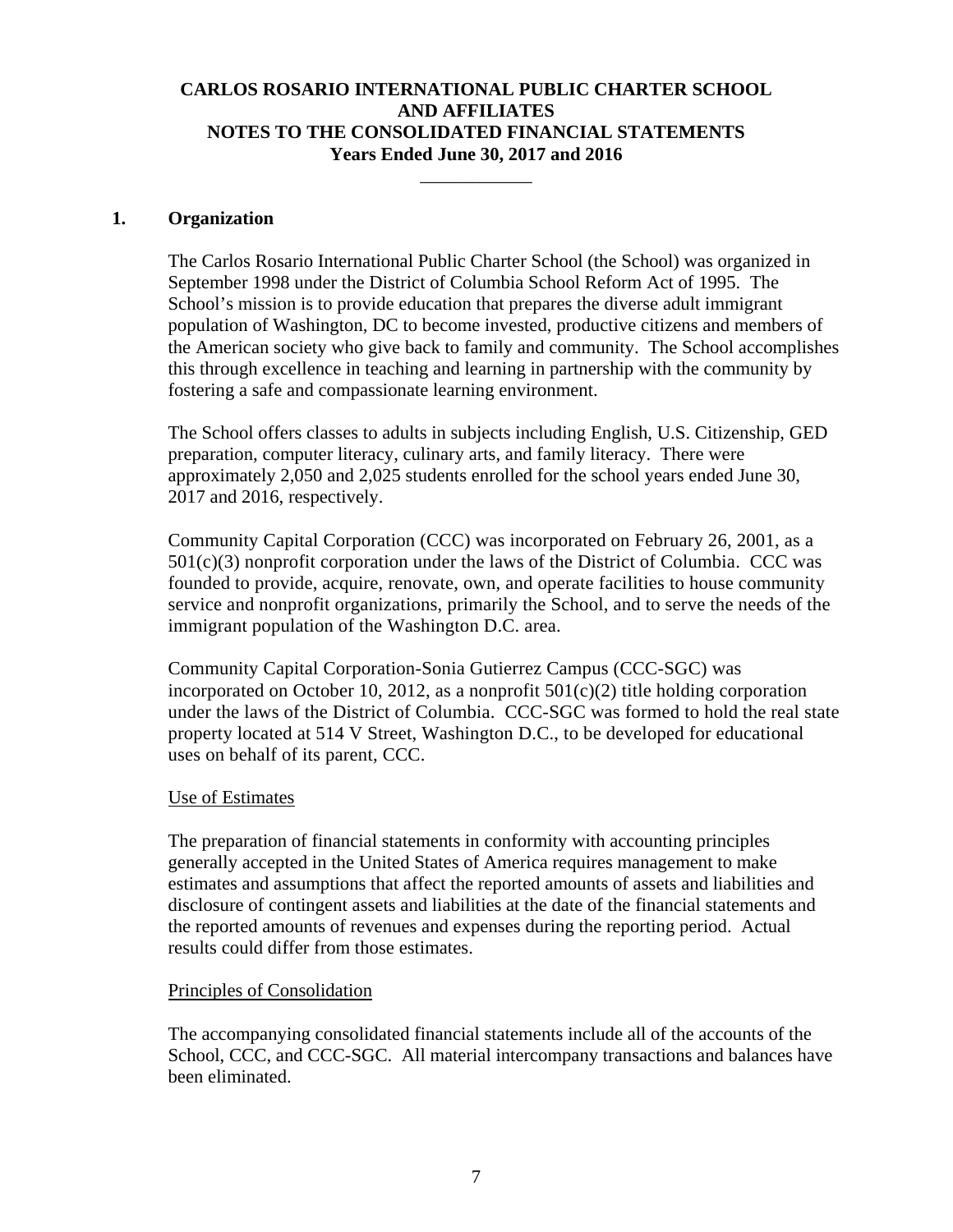**CARLOS ROSARIO INTERNATIONAL PUBLIC CHARTER SCHOOL AND AFFILIATES**
**NOTES TO THE CONSOLIDATED FINANCIAL STATEMENTS**
**Years Ended June 30, 2017 and 2016**

## 1. Organization

The Carlos Rosario International Public Charter School (the School) was organized in September 1998 under the District of Columbia School Reform Act of 1995. The School's mission is to provide education that prepares the diverse adult immigrant population of Washington, DC to become invested, productive citizens and members of the American society who give back to family and community. The School accomplishes this through excellence in teaching and learning in partnership with the community by fostering a safe and compassionate learning environment.

The School offers classes to adults in subjects including English, U.S. Citizenship, GED preparation, computer literacy, culinary arts, and family literacy. There were approximately 2,050 and 2,025 students enrolled for the school years ended June 30, 2017 and 2016, respectively.

Community Capital Corporation (CCC) was incorporated on February 26, 2001, as a 501(c)(3) nonprofit corporation under the laws of the District of Columbia. CCC was founded to provide, acquire, renovate, own, and operate facilities to house community service and nonprofit organizations, primarily the School, and to serve the needs of the immigrant population of the Washington D.C. area.

Community Capital Corporation-Sonia Gutierrez Campus (CCC-SGC) was incorporated on October 10, 2012, as a nonprofit 501(c)(2) title holding corporation under the laws of the District of Columbia. CCC-SGC was formed to hold the real state property located at 514 V Street, Washington D.C., to be developed for educational uses on behalf of its parent, CCC.

### Use of Estimates

The preparation of financial statements in conformity with accounting principles generally accepted in the United States of America requires management to make estimates and assumptions that affect the reported amounts of assets and liabilities and disclosure of contingent assets and liabilities at the date of the financial statements and the reported amounts of revenues and expenses during the reporting period. Actual results could differ from those estimates.

### Principles of Consolidation

The accompanying consolidated financial statements include all of the accounts of the School, CCC, and CCC-SGC. All material intercompany transactions and balances have been eliminated.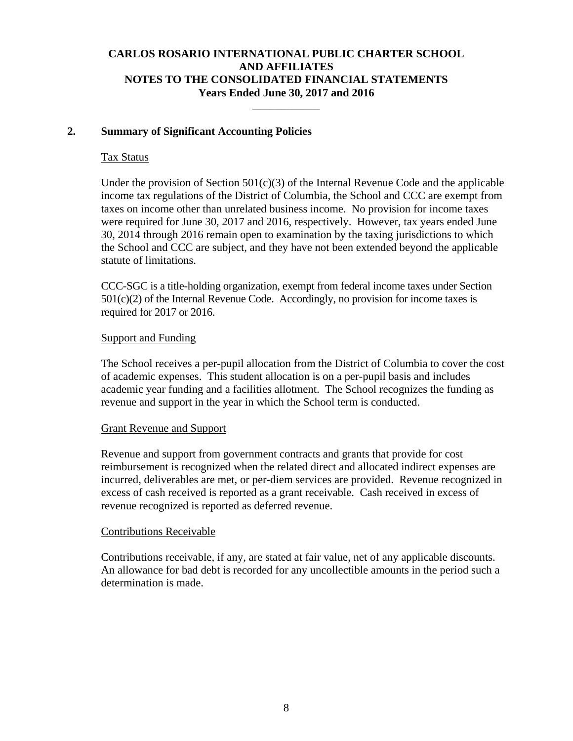# CARLOS ROSARIO INTERNATIONAL PUBLIC CHARTER SCHOOL AND AFFILIATES
# NOTES TO THE CONSOLIDATED FINANCIAL STATEMENTS
# Years Ended June 30, 2017 and 2016

## 2. Summary of Significant Accounting Policies

Tax Status

Under the provision of Section 501(c)(3) of the Internal Revenue Code and the applicable income tax regulations of the District of Columbia, the School and CCC are exempt from taxes on income other than unrelated business income. No provision for income taxes were required for June 30, 2017 and 2016, respectively. However, tax years ended June 30, 2014 through 2016 remain open to examination by the taxing jurisdictions to which the School and CCC are subject, and they have not been extended beyond the applicable statute of limitations.

CCC-SGC is a title-holding organization, exempt from federal income taxes under Section 501(c)(2) of the Internal Revenue Code. Accordingly, no provision for income taxes is required for 2017 or 2016.

Support and Funding

The School receives a per-pupil allocation from the District of Columbia to cover the cost of academic expenses. This student allocation is on a per-pupil basis and includes academic year funding and a facilities allotment. The School recognizes the funding as revenue and support in the year in which the School term is conducted.

Grant Revenue and Support

Revenue and support from government contracts and grants that provide for cost reimbursement is recognized when the related direct and allocated indirect expenses are incurred, deliverables are met, or per-diem services are provided. Revenue recognized in excess of cash received is reported as a grant receivable. Cash received in excess of revenue recognized is reported as deferred revenue.

Contributions Receivable

Contributions receivable, if any, are stated at fair value, net of any applicable discounts. An allowance for bad debt is recorded for any uncollectible amounts in the period such a determination is made.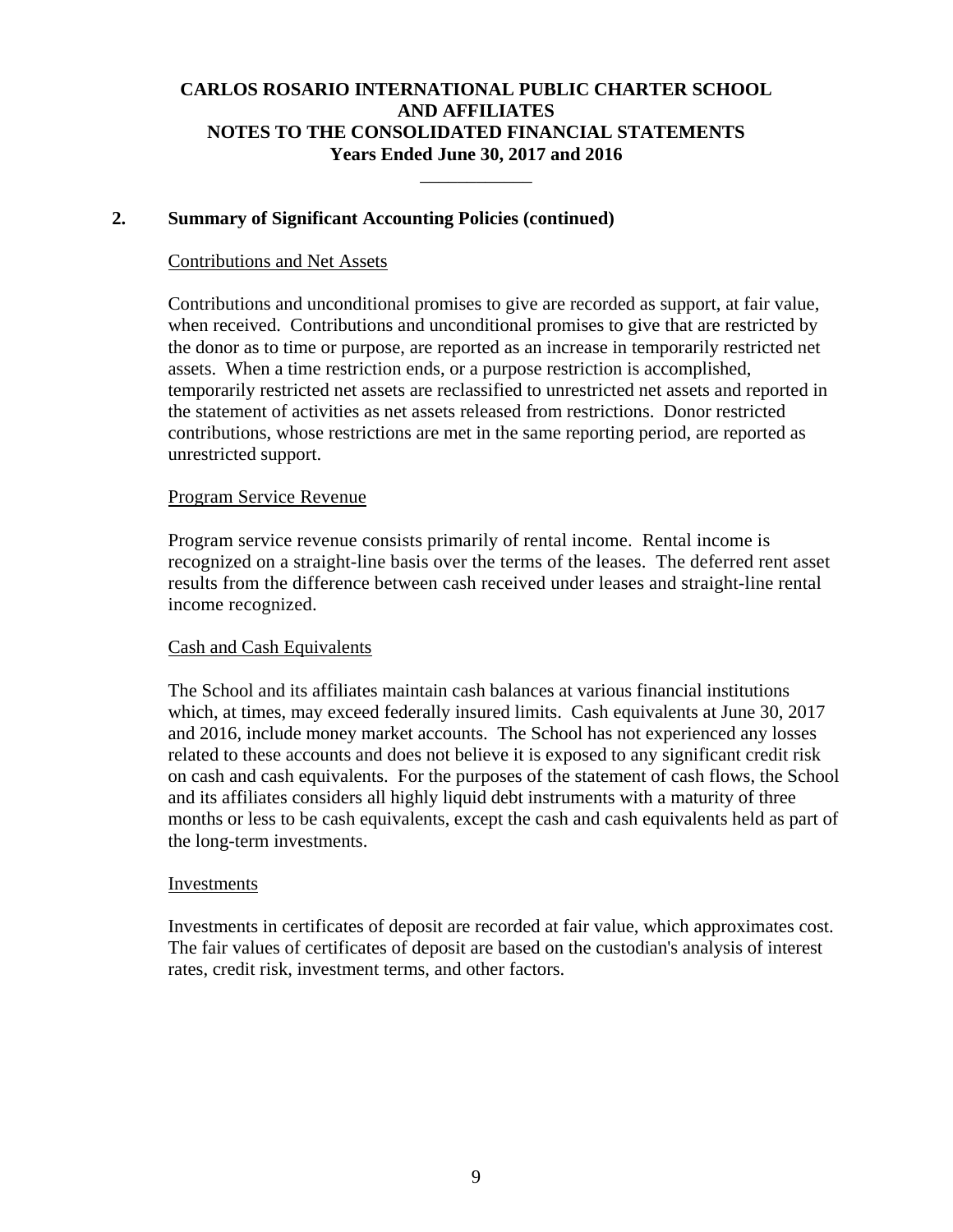## 2. Summary of Significant Accounting Policies (continued)

Contributions and Net Assets

Contributions and unconditional promises to give are recorded as support, at fair value, when received. Contributions and unconditional promises to give that are restricted by the donor as to time or purpose, are reported as an increase in temporarily restricted net assets. When a time restriction ends, or a purpose restriction is accomplished, temporarily restricted net assets are reclassified to unrestricted net assets and reported in the statement of activities as net assets released from restrictions. Donor restricted contributions, whose restrictions are met in the same reporting period, are reported as unrestricted support.

Program Service Revenue

Program service revenue consists primarily of rental income. Rental income is recognized on a straight-line basis over the terms of the leases. The deferred rent asset results from the difference between cash received under leases and straight-line rental income recognized.

Cash and Cash Equivalents

The School and its affiliates maintain cash balances at various financial institutions which, at times, may exceed federally insured limits. Cash equivalents at June 30, 2017 and 2016, include money market accounts. The School has not experienced any losses related to these accounts and does not believe it is exposed to any significant credit risk on cash and cash equivalents. For the purposes of the statement of cash flows, the School and its affiliates considers all highly liquid debt instruments with a maturity of three months or less to be cash equivalents, except the cash and cash equivalents held as part of the long-term investments.

Investments

Investments in certificates of deposit are recorded at fair value, which approximates cost. The fair values of certificates of deposit are based on the custodian's analysis of interest rates, credit risk, investment terms, and other factors.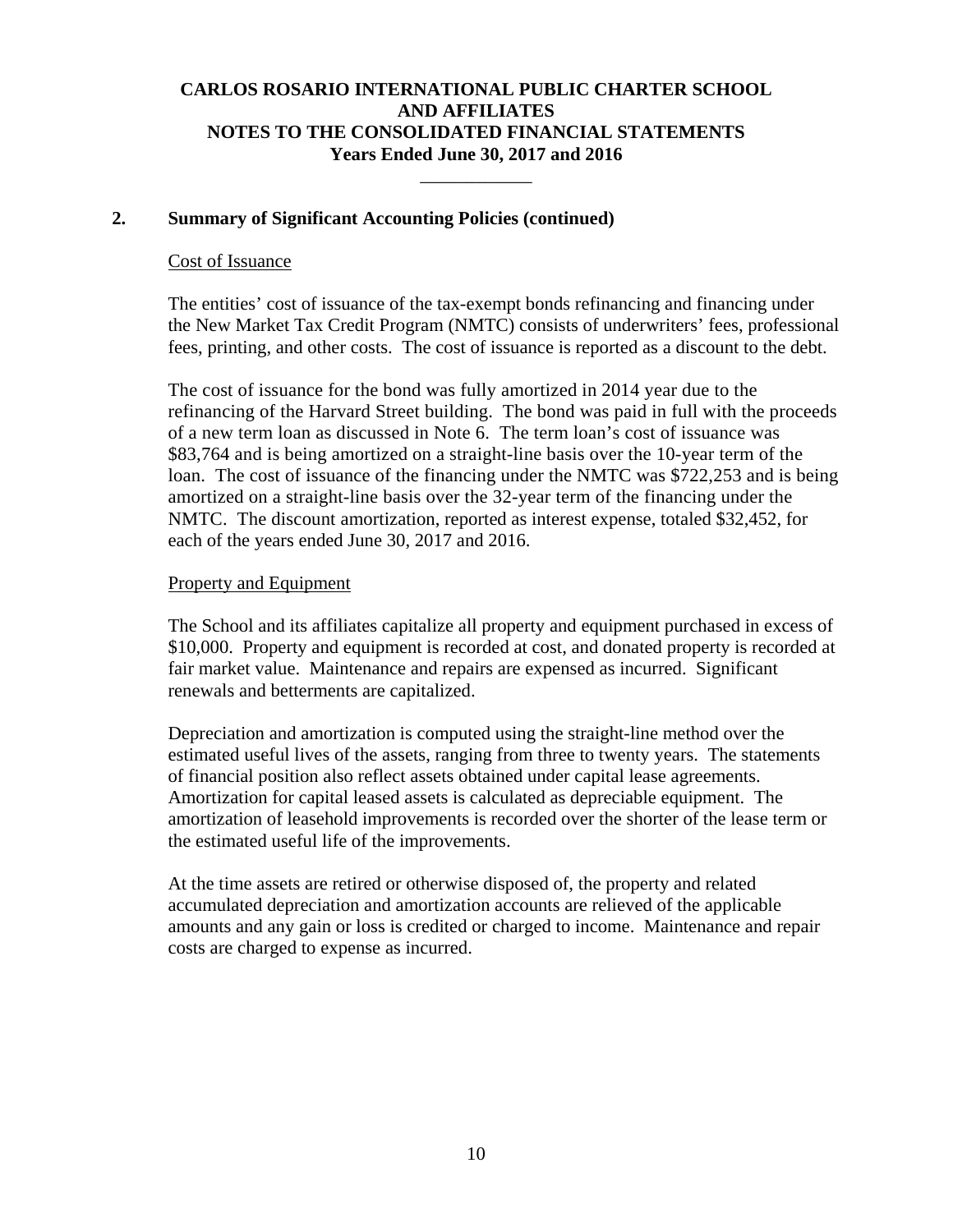## 2. Summary of Significant Accounting Policies (continued)

Cost of Issuance

The entities' cost of issuance of the tax-exempt bonds refinancing and financing under the New Market Tax Credit Program (NMTC) consists of underwriters' fees, professional fees, printing, and other costs. The cost of issuance is reported as a discount to the debt.

The cost of issuance for the bond was fully amortized in 2014 year due to the refinancing of the Harvard Street building. The bond was paid in full with the proceeds of a new term loan as discussed in Note 6. The term loan's cost of issuance was $83,764 and is being amortized on a straight-line basis over the 10-year term of the loan. The cost of issuance of the financing under the NMTC was $722,253 and is being amortized on a straight-line basis over the 32-year term of the financing under the NMTC. The discount amortization, reported as interest expense, totaled $32,452, for each of the years ended June 30, 2017 and 2016.

Property and Equipment

The School and its affiliates capitalize all property and equipment purchased in excess of $10,000. Property and equipment is recorded at cost, and donated property is recorded at fair market value. Maintenance and repairs are expensed as incurred. Significant renewals and betterments are capitalized.

Depreciation and amortization is computed using the straight-line method over the estimated useful lives of the assets, ranging from three to twenty years. The statements of financial position also reflect assets obtained under capital lease agreements. Amortization for capital leased assets is calculated as depreciable equipment. The amortization of leasehold improvements is recorded over the shorter of the lease term or the estimated useful life of the improvements.

At the time assets are retired or otherwise disposed of, the property and related accumulated depreciation and amortization accounts are relieved of the applicable amounts and any gain or loss is credited or charged to income. Maintenance and repair costs are charged to expense as incurred.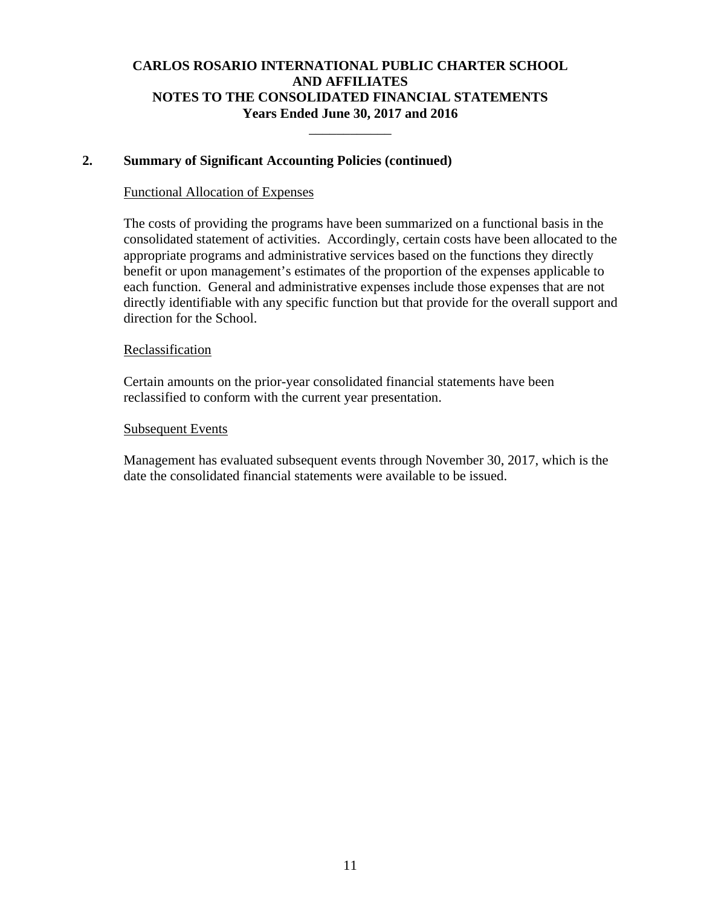**CARLOS ROSARIO INTERNATIONAL PUBLIC CHARTER SCHOOL AND AFFILIATES**
**NOTES TO THE CONSOLIDATED FINANCIAL STATEMENTS**
**Years Ended June 30, 2017 and 2016**

## 2. Summary of Significant Accounting Policies (continued)

Functional Allocation of Expenses

The costs of providing the programs have been summarized on a functional basis in the consolidated statement of activities. Accordingly, certain costs have been allocated to the appropriate programs and administrative services based on the functions they directly benefit or upon management's estimates of the proportion of the expenses applicable to each function. General and administrative expenses include those expenses that are not directly identifiable with any specific function but that provide for the overall support and direction for the School.

Reclassification

Certain amounts on the prior-year consolidated financial statements have been reclassified to conform with the current year presentation.

Subsequent Events

Management has evaluated subsequent events through November 30, 2017, which is the date the consolidated financial statements were available to be issued.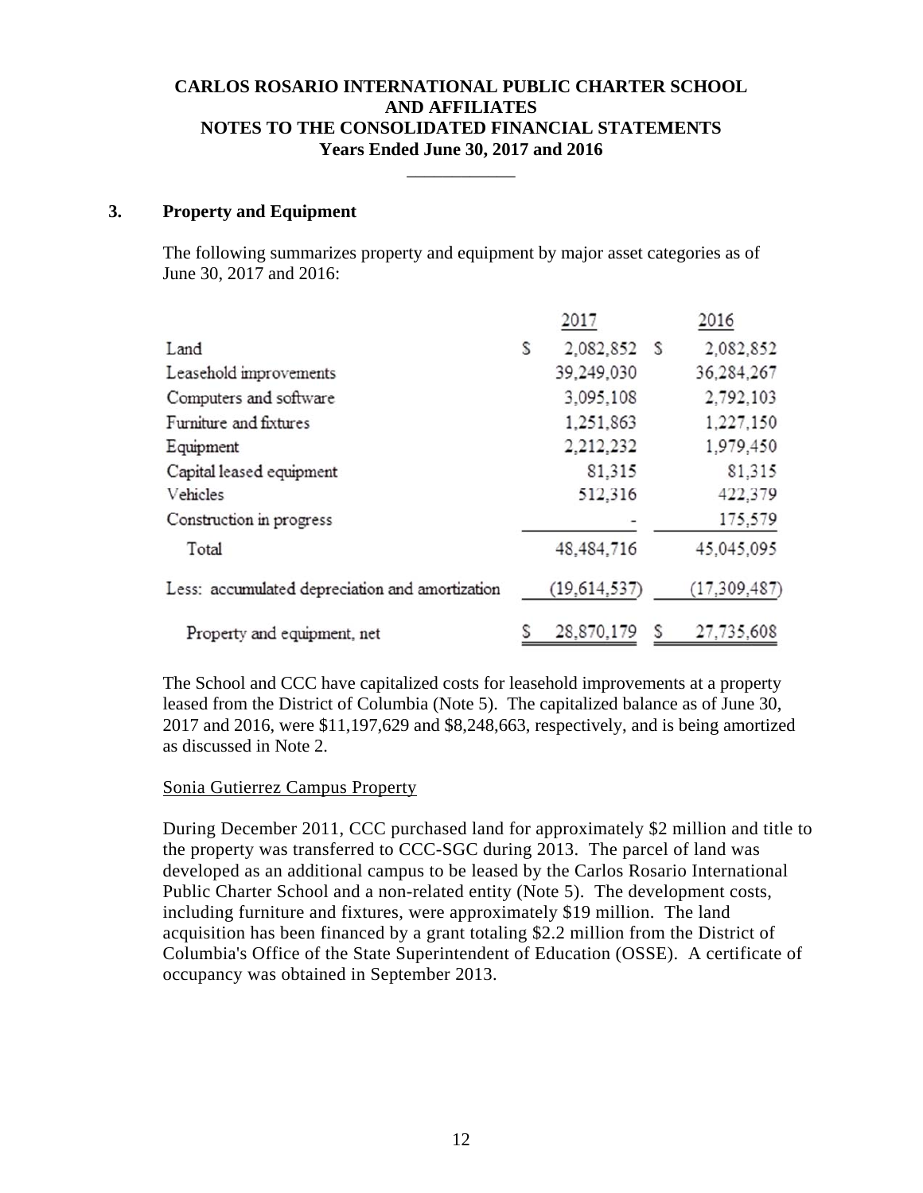**CARLOS ROSARIO INTERNATIONAL PUBLIC CHARTER SCHOOL AND AFFILIATES**
**NOTES TO THE CONSOLIDATED FINANCIAL STATEMENTS**
**Years Ended June 30, 2017 and 2016**

## 3. Property and Equipment

The following summarizes property and equipment by major asset categories as of June 30, 2017 and 2016:

| | 2017 | 2016 |
|---|---|---|
| Land | $ 2,082,852 | $ 2,082,852 |
| Leasehold improvements | 39,249,030 | 36,284,267 |
| Computers and software | 3,095,108 | 2,792,103 |
| Furniture and fixtures | 1,251,863 | 1,227,150 |
| Equipment | 2,212,232 | 1,979,450 |
| Capital leased equipment | 81,315 | 81,315 |
| Vehicles | 512,316 | 422,379 |
| Construction in progress | - | 175,579 |
| Total | 48,484,716 | 45,045,095 |
| Less: accumulated depreciation and amortization | (19,614,537) | (17,309,487) |
| Property and equipment, net | $ 28,870,179 | $ 27,735,608 |

The School and CCC have capitalized costs for leasehold improvements at a property leased from the District of Columbia (Note 5). The capitalized balance as of June 30, 2017 and 2016, were $11,197,629 and $8,248,663, respectively, and is being amortized as discussed in Note 2.

Sonia Gutierrez Campus Property

During December 2011, CCC purchased land for approximately $2 million and title to the property was transferred to CCC-SGC during 2013. The parcel of land was developed as an additional campus to be leased by the Carlos Rosario International Public Charter School and a non-related entity (Note 5). The development costs, including furniture and fixtures, were approximately $19 million. The land acquisition has been financed by a grant totaling $2.2 million from the District of Columbia's Office of the State Superintendent of Education (OSSE). A certificate of occupancy was obtained in September 2013.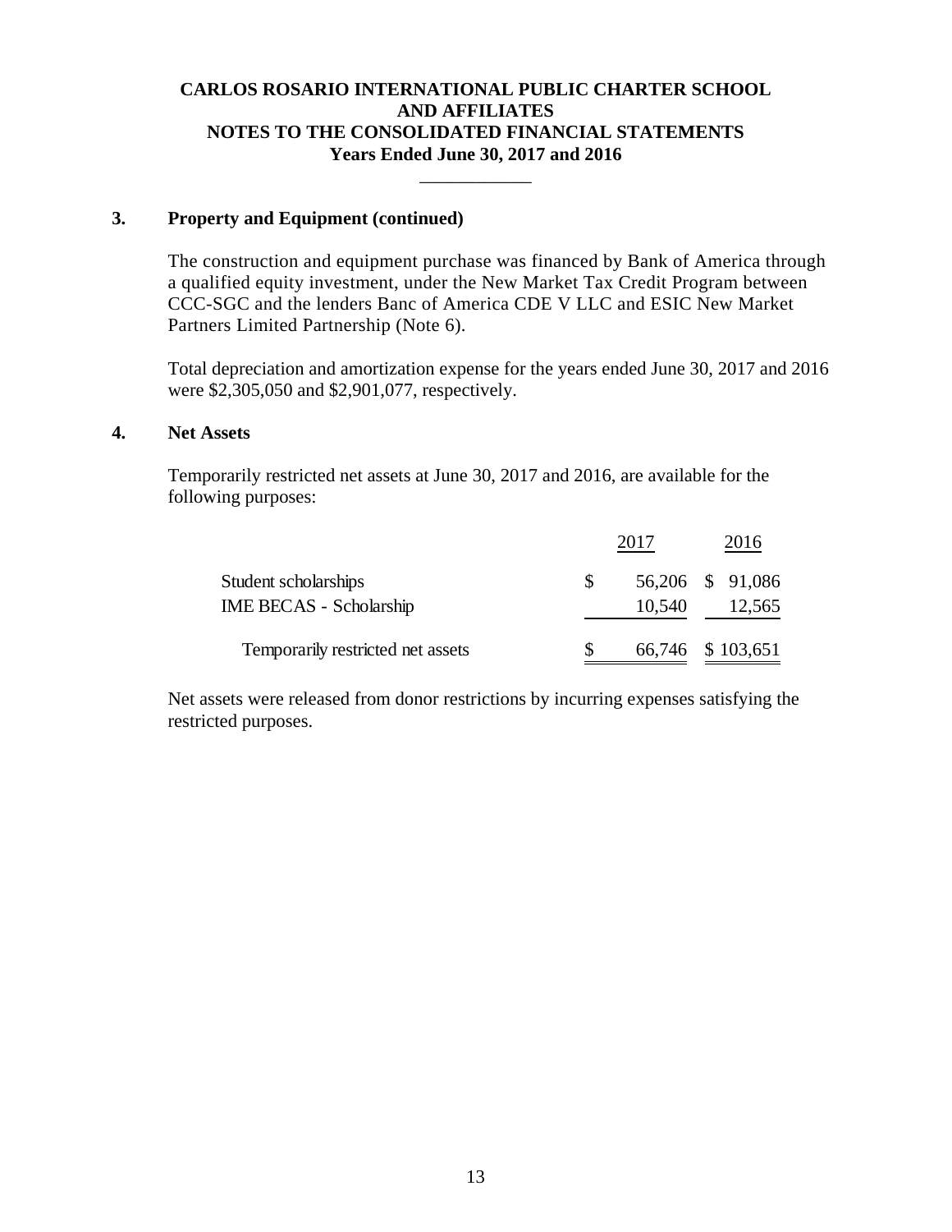# CARLOS ROSARIO INTERNATIONAL PUBLIC CHARTER SCHOOL AND AFFILIATES
# NOTES TO THE CONSOLIDATED FINANCIAL STATEMENTS
## Years Ended June 30, 2017 and 2016

### 3. Property and Equipment (continued)

The construction and equipment purchase was financed by Bank of America through a qualified equity investment, under the New Market Tax Credit Program between CCC-SGC and the lenders Banc of America CDE V LLC and ESIC New Market Partners Limited Partnership (Note 6).

Total depreciation and amortization expense for the years ended June 30, 2017 and 2016 were $2,305,050 and $2,901,077, respectively.

### 4. Net Assets

Temporarily restricted net assets at June 30, 2017 and 2016, are available for the following purposes:

| | 2017 | 2016 |
|---|---|---|
| Student scholarships | $ 56,206 | $ 91,086 |
| IME BECAS - Scholarship | 10,540 | 12,565 |
| Temporarily restricted net assets | $ 66,746 | $ 103,651 |

Net assets were released from donor restrictions by incurring expenses satisfying the restricted purposes.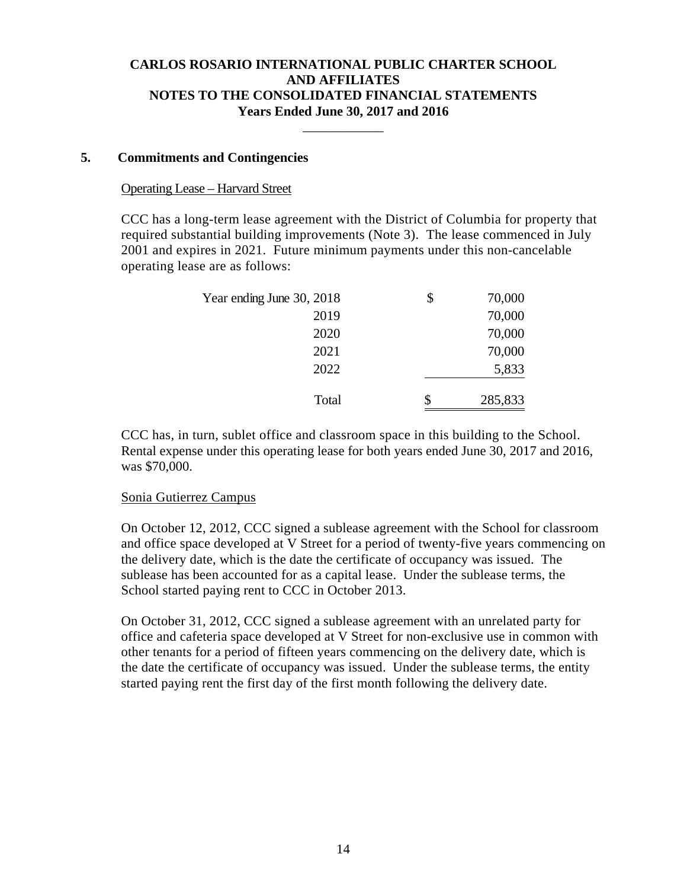# CARLOS ROSARIO INTERNATIONAL PUBLIC CHARTER SCHOOL AND AFFILIATES
# NOTES TO THE CONSOLIDATED FINANCIAL STATEMENTS
## Years Ended June 30, 2017 and 2016

## 5. Commitments and Contingencies

Operating Lease – Harvard Street

CCC has a long-term lease agreement with the District of Columbia for property that required substantial building improvements (Note 3). The lease commenced in July 2001 and expires in 2021. Future minimum payments under this non-cancelable operating lease are as follows:

| | | |
|---|---|---|
| Year ending June 30, 2018 | $ | 70,000 |
| 2019 | | 70,000 |
| 2020 | | 70,000 |
| 2021 | | 70,000 |
| 2022 | | 5,833 |
| Total | $ | 285,833 |

CCC has, in turn, sublet office and classroom space in this building to the School. Rental expense under this operating lease for both years ended June 30, 2017 and 2016, was $70,000.

Sonia Gutierrez Campus

On October 12, 2012, CCC signed a sublease agreement with the School for classroom and office space developed at V Street for a period of twenty-five years commencing on the delivery date, which is the date the certificate of occupancy was issued. The sublease has been accounted for as a capital lease. Under the sublease terms, the School started paying rent to CCC in October 2013.

On October 31, 2012, CCC signed a sublease agreement with an unrelated party for office and cafeteria space developed at V Street for non-exclusive use in common with other tenants for a period of fifteen years commencing on the delivery date, which is the date the certificate of occupancy was issued. Under the sublease terms, the entity started paying rent the first day of the first month following the delivery date.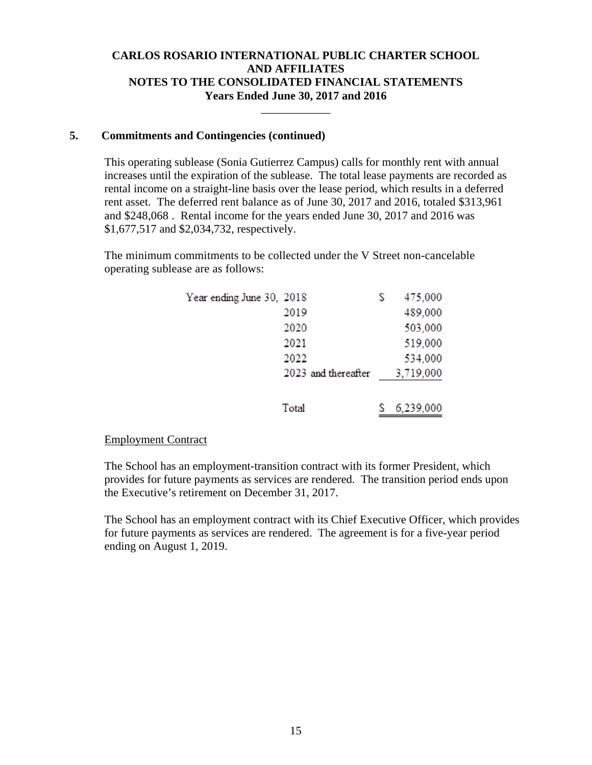# CARLOS ROSARIO INTERNATIONAL PUBLIC CHARTER SCHOOL AND AFFILIATES
## NOTES TO THE CONSOLIDATED FINANCIAL STATEMENTS
### Years Ended June 30, 2017 and 2016

## 5. Commitments and Contingencies (continued)

This operating sublease (Sonia Gutierrez Campus) calls for monthly rent with annual increases until the expiration of the sublease. The total lease payments are recorded as rental income on a straight-line basis over the lease period, which results in a deferred rent asset. The deferred rent balance as of June 30, 2017 and 2016, totaled $313,961 and $248,068 . Rental income for the years ended June 30, 2017 and 2016 was $1,677,517 and $2,034,732, respectively.

The minimum commitments to be collected under the V Street non-cancelable operating sublease are as follows:

| | | |
|---|---|---|
| Year ending June 30, | 2018 | $ 475,000 |
| | 2019 | 489,000 |
| | 2020 | 503,000 |
| | 2021 | 519,000 |
| | 2022 | 534,000 |
| | 2023 and thereafter | 3,719,000 |
| | Total | $ 6,239,000 |

Employment Contract

The School has an employment-transition contract with its former President, which provides for future payments as services are rendered. The transition period ends upon the Executive's retirement on December 31, 2017.

The School has an employment contract with its Chief Executive Officer, which provides for future payments as services are rendered. The agreement is for a five-year period ending on August 1, 2019.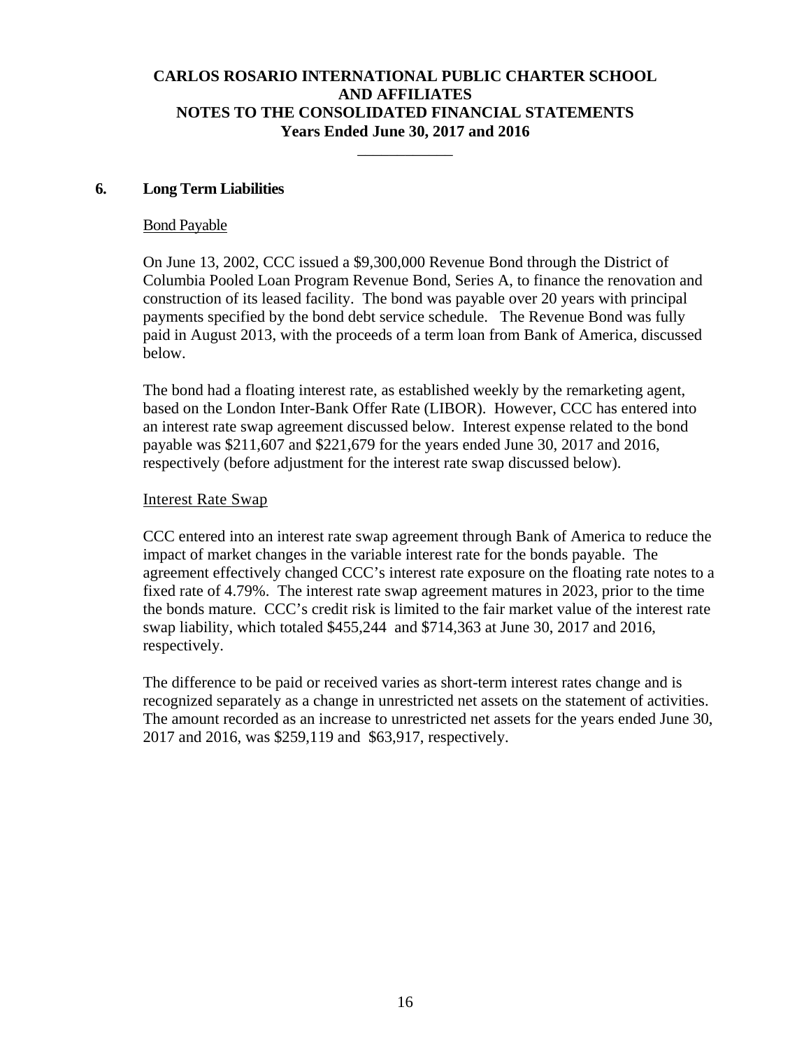# CARLOS ROSARIO INTERNATIONAL PUBLIC CHARTER SCHOOL AND AFFILIATES
# NOTES TO THE CONSOLIDATED FINANCIAL STATEMENTS
# Years Ended June 30, 2017 and 2016

## 6. Long Term Liabilities

### Bond Payable

On June 13, 2002, CCC issued a $9,300,000 Revenue Bond through the District of Columbia Pooled Loan Program Revenue Bond, Series A, to finance the renovation and construction of its leased facility. The bond was payable over 20 years with principal payments specified by the bond debt service schedule. The Revenue Bond was fully paid in August 2013, with the proceeds of a term loan from Bank of America, discussed below.

The bond had a floating interest rate, as established weekly by the remarketing agent, based on the London Inter-Bank Offer Rate (LIBOR). However, CCC has entered into an interest rate swap agreement discussed below. Interest expense related to the bond payable was $211,607 and $221,679 for the years ended June 30, 2017 and 2016, respectively (before adjustment for the interest rate swap discussed below).

### Interest Rate Swap

CCC entered into an interest rate swap agreement through Bank of America to reduce the impact of market changes in the variable interest rate for the bonds payable. The agreement effectively changed CCC's interest rate exposure on the floating rate notes to a fixed rate of 4.79%. The interest rate swap agreement matures in 2023, prior to the time the bonds mature. CCC's credit risk is limited to the fair market value of the interest rate swap liability, which totaled $455,244 and $714,363 at June 30, 2017 and 2016, respectively.

The difference to be paid or received varies as short-term interest rates change and is recognized separately as a change in unrestricted net assets on the statement of activities. The amount recorded as an increase to unrestricted net assets for the years ended June 30, 2017 and 2016, was $259,119 and $63,917, respectively.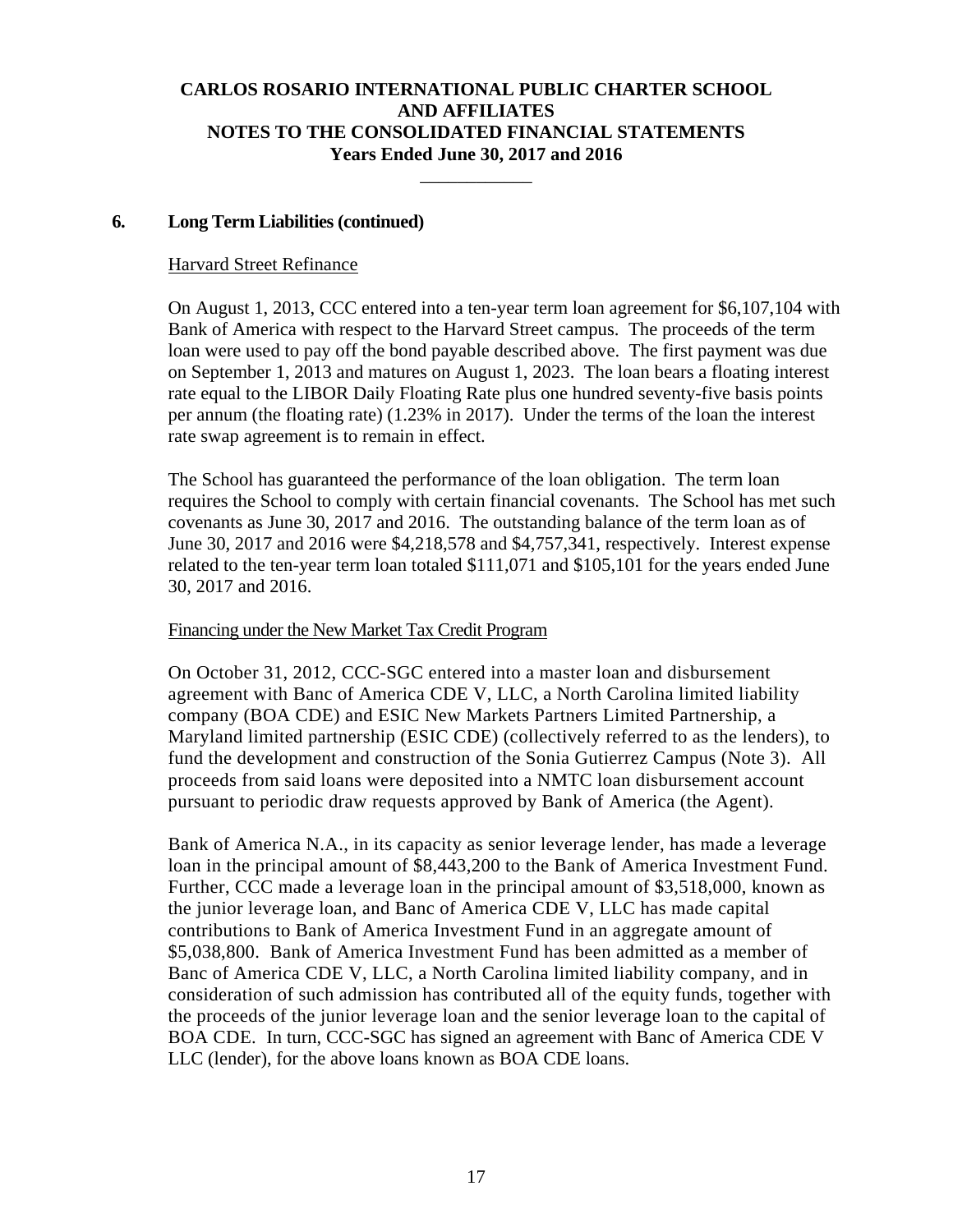**CARLOS ROSARIO INTERNATIONAL PUBLIC CHARTER SCHOOL**
**AND AFFILIATES**
**NOTES TO THE CONSOLIDATED FINANCIAL STATEMENTS**
**Years Ended June 30, 2017 and 2016**

## 6. Long Term Liabilities (continued)

Harvard Street Refinance

On August 1, 2013, CCC entered into a ten-year term loan agreement for $6,107,104 with Bank of America with respect to the Harvard Street campus. The proceeds of the term loan were used to pay off the bond payable described above. The first payment was due on September 1, 2013 and matures on August 1, 2023. The loan bears a floating interest rate equal to the LIBOR Daily Floating Rate plus one hundred seventy-five basis points per annum (the floating rate) (1.23% in 2017). Under the terms of the loan the interest rate swap agreement is to remain in effect.

The School has guaranteed the performance of the loan obligation. The term loan requires the School to comply with certain financial covenants. The School has met such covenants as June 30, 2017 and 2016. The outstanding balance of the term loan as of June 30, 2017 and 2016 were $4,218,578 and $4,757,341, respectively. Interest expense related to the ten-year term loan totaled $111,071 and $105,101 for the years ended June 30, 2017 and 2016.

Financing under the New Market Tax Credit Program

On October 31, 2012, CCC-SGC entered into a master loan and disbursement agreement with Banc of America CDE V, LLC, a North Carolina limited liability company (BOA CDE) and ESIC New Markets Partners Limited Partnership, a Maryland limited partnership (ESIC CDE) (collectively referred to as the lenders), to fund the development and construction of the Sonia Gutierrez Campus (Note 3). All proceeds from said loans were deposited into a NMTC loan disbursement account pursuant to periodic draw requests approved by Bank of America (the Agent).

Bank of America N.A., in its capacity as senior leverage lender, has made a leverage loan in the principal amount of $8,443,200 to the Bank of America Investment Fund. Further, CCC made a leverage loan in the principal amount of $3,518,000, known as the junior leverage loan, and Banc of America CDE V, LLC has made capital contributions to Bank of America Investment Fund in an aggregate amount of $5,038,800. Bank of America Investment Fund has been admitted as a member of Banc of America CDE V, LLC, a North Carolina limited liability company, and in consideration of such admission has contributed all of the equity funds, together with the proceeds of the junior leverage loan and the senior leverage loan to the capital of BOA CDE. In turn, CCC-SGC has signed an agreement with Banc of America CDE V LLC (lender), for the above loans known as BOA CDE loans.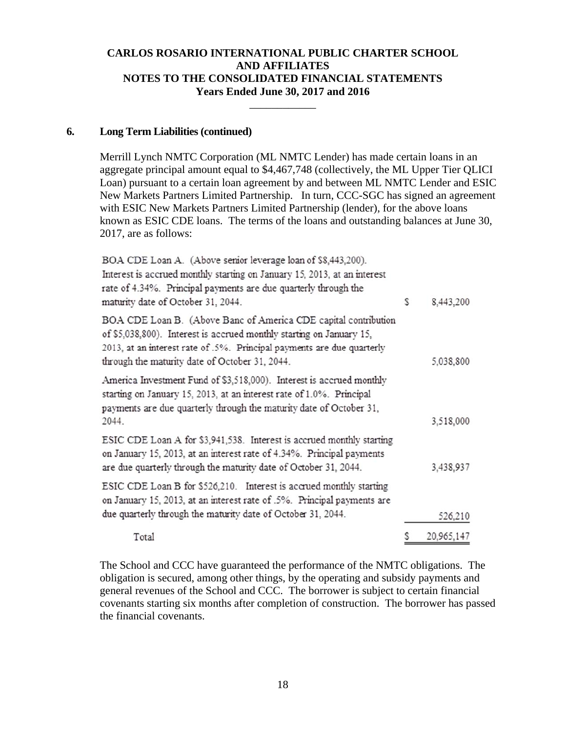**CARLOS ROSARIO INTERNATIONAL PUBLIC CHARTER SCHOOL**
**AND AFFILIATES**
**NOTES TO THE CONSOLIDATED FINANCIAL STATEMENTS**
**Years Ended June 30, 2017 and 2016**

## 6. Long Term Liabilities (continued)

Merrill Lynch NMTC Corporation (ML NMTC Lender) has made certain loans in an aggregate principal amount equal to $4,467,748 (collectively, the ML Upper Tier QLICI Loan) pursuant to a certain loan agreement by and between ML NMTC Lender and ESIC New Markets Partners Limited Partnership. In turn, CCC-SGC has signed an agreement with ESIC New Markets Partners Limited Partnership (lender), for the above loans known as ESIC CDE loans. The terms of the loans and outstanding balances at June 30, 2017, are as follows:

| | |
|---|---|
| BOA CDE Loan A. (Above senior leverage loan of $8,443,200). Interest is accrued monthly starting on January 15, 2013, at an interest rate of 4.34%. Principal payments are due quarterly through the maturity date of October 31, 2044. | $ 8,443,200 |
| BOA CDE Loan B. (Above Banc of America CDE capital contribution of $5,038,800). Interest is accrued monthly starting on January 15, 2013, at an interest rate of .5%. Principal payments are due quarterly through the maturity date of October 31, 2044. | 5,038,800 |
| America Investment Fund of $3,518,000). Interest is accrued monthly starting on January 15, 2013, at an interest rate of 1.0%. Principal payments are due quarterly through the maturity date of October 31, 2044. | 3,518,000 |
| ESIC CDE Loan A for $3,941,538. Interest is accrued monthly starting on January 15, 2013, at an interest rate of 4.34%. Principal payments are due quarterly through the maturity date of October 31, 2044. | 3,438,937 |
| ESIC CDE Loan B for $526,210. Interest is accrued monthly starting on January 15, 2013, at an interest rate of .5%. Principal payments are due quarterly through the maturity date of October 31, 2044. | 526,210 |
| Total | $ 20,965,147 |

The School and CCC have guaranteed the performance of the NMTC obligations. The obligation is secured, among other things, by the operating and subsidy payments and general revenues of the School and CCC. The borrower is subject to certain financial covenants starting six months after completion of construction. The borrower has passed the financial covenants.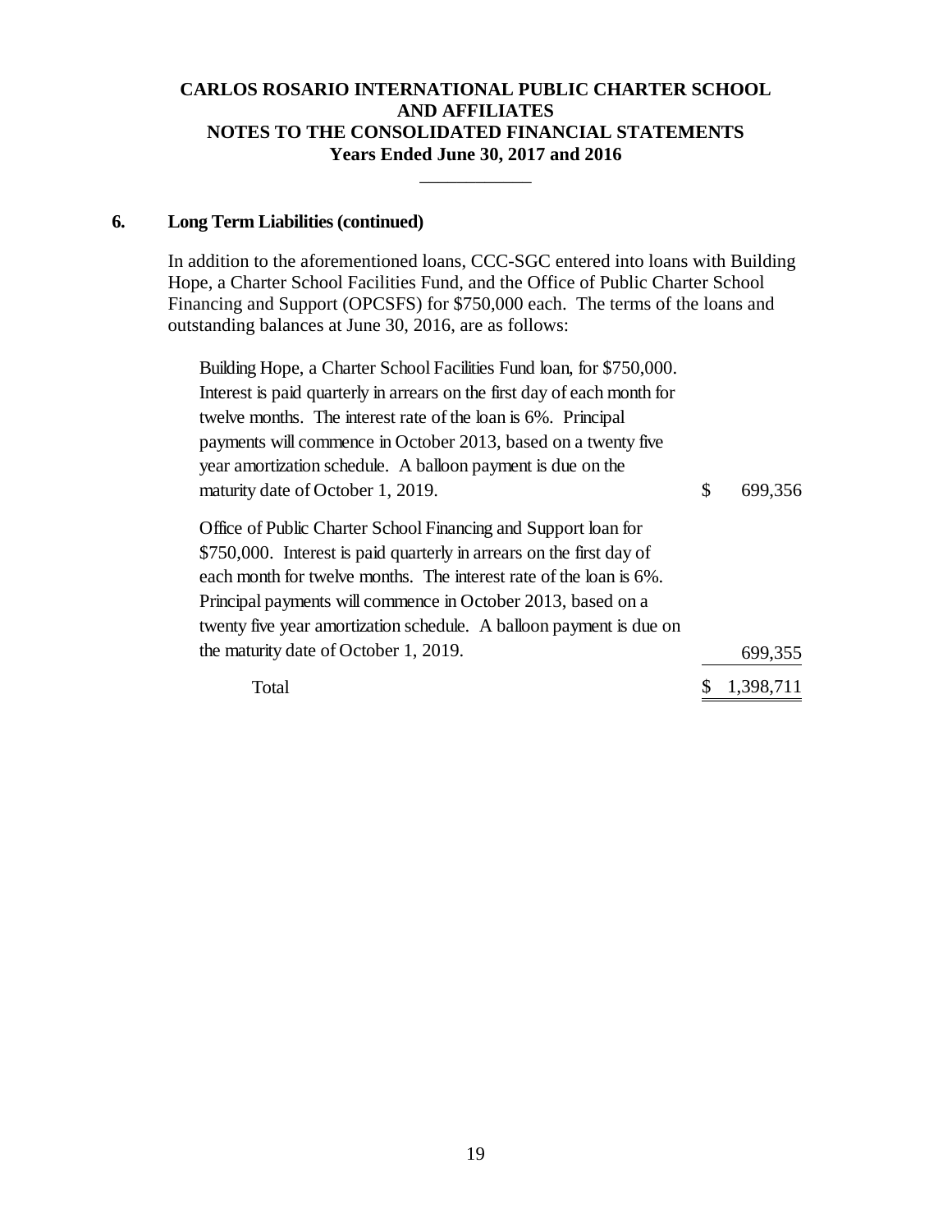# CARLOS ROSARIO INTERNATIONAL PUBLIC CHARTER SCHOOL AND AFFILIATES
## NOTES TO THE CONSOLIDATED FINANCIAL STATEMENTS
### Years Ended June 30, 2017 and 2016

**6. Long Term Liabilities (continued)**

In addition to the aforementioned loans, CCC-SGC entered into loans with Building Hope, a Charter School Facilities Fund, and the Office of Public Charter School Financing and Support (OPCSFS) for $750,000 each. The terms of the loans and outstanding balances at June 30, 2016, are as follows:

| | |
|---|---|
| Building Hope, a Charter School Facilities Fund loan, for $750,000. Interest is paid quarterly in arrears on the first day of each month for twelve months. The interest rate of the loan is 6%. Principal payments will commence in October 2013, based on a twenty five year amortization schedule. A balloon payment is due on the maturity date of October 1, 2019. | $ 699,356 |
| Office of Public Charter School Financing and Support loan for $750,000. Interest is paid quarterly in arrears on the first day of each month for twelve months. The interest rate of the loan is 6%. Principal payments will commence in October 2013, based on a twenty five year amortization schedule. A balloon payment is due on the maturity date of October 1, 2019. | 699,355 |
| Total | $ 1,398,711 |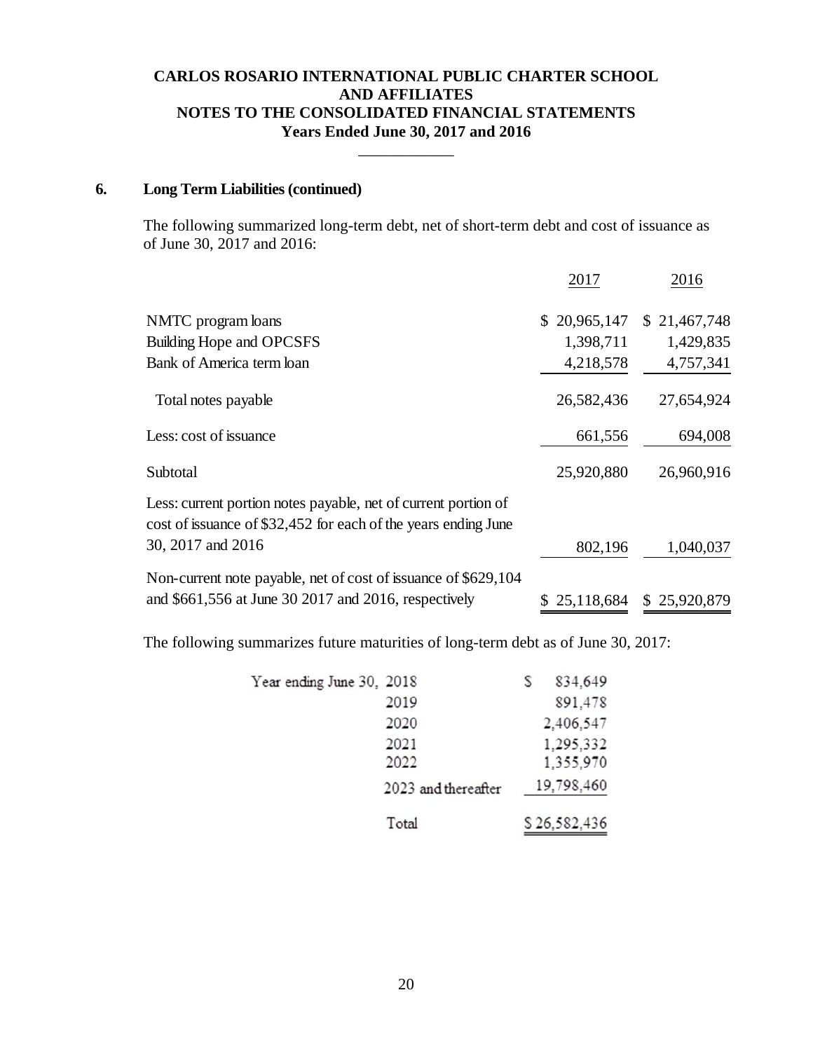# CARLOS ROSARIO INTERNATIONAL PUBLIC CHARTER SCHOOL AND AFFILIATES
## NOTES TO THE CONSOLIDATED FINANCIAL STATEMENTS
### Years Ended June 30, 2017 and 2016

**6. Long Term Liabilities (continued)**

The following summarized long-term debt, net of short-term debt and cost of issuance as of June 30, 2017 and 2016:

| | 2017 | 2016 |
|---|---|---|
| NMTC program loans | $ 20,965,147 | $ 21,467,748 |
| Building Hope and OPCSFS | 1,398,711 | 1,429,835 |
| Bank of America term loan | 4,218,578 | 4,757,341 |
| Total notes payable | 26,582,436 | 27,654,924 |
| Less: cost of issuance | 661,556 | 694,008 |
| Subtotal | 25,920,880 | 26,960,916 |
| Less: current portion notes payable, net of current portion of cost of issuance of $32,452 for each of the years ending June 30, 2017 and 2016 | 802,196 | 1,040,037 |
| Non-current note payable, net of cost of issuance of $629,104 and $661,556 at June 30 2017 and 2016, respectively | $ 25,118,684 | $ 25,920,879 |

The following summarizes future maturities of long-term debt as of June 30, 2017:

| Year ending June 30, | |
|---|---|
| 2018 | $ 834,649 |
| 2019 | 891,478 |
| 2020 | 2,406,547 |
| 2021 | 1,295,332 |
| 2022 | 1,355,970 |
| 2023 and thereafter | 19,798,460 |
| Total | $ 26,582,436 |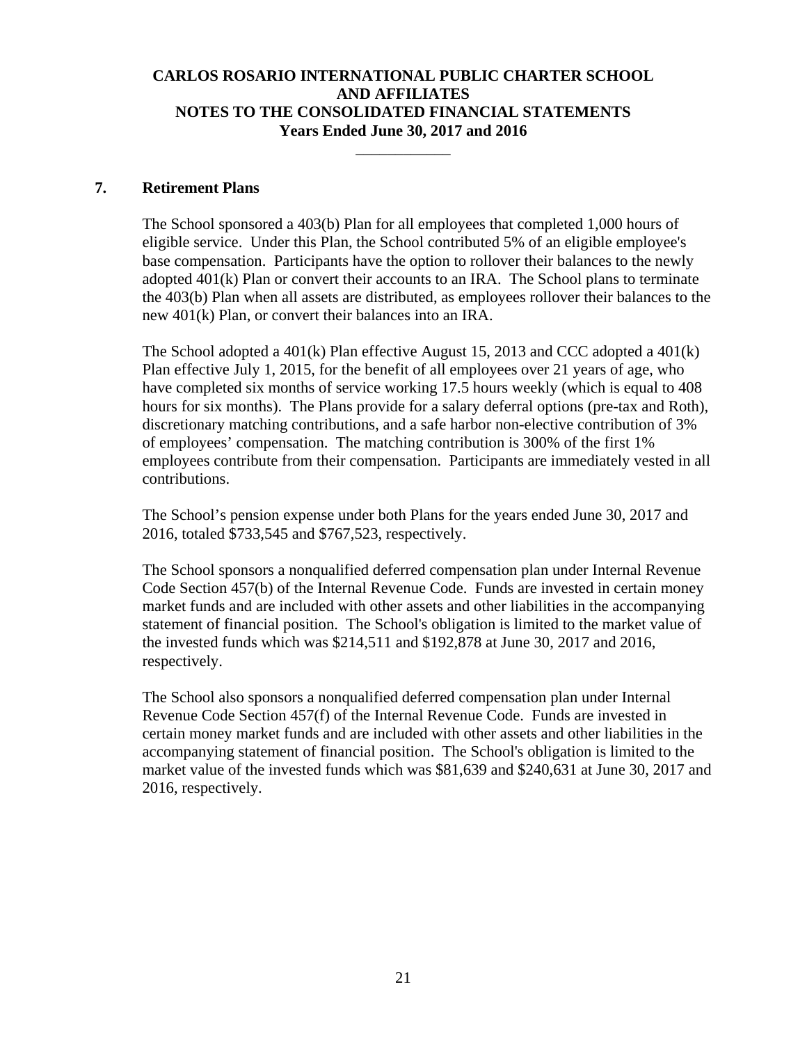## 7. Retirement Plans

The School sponsored a 403(b) Plan for all employees that completed 1,000 hours of eligible service. Under this Plan, the School contributed 5% of an eligible employee's base compensation. Participants have the option to rollover their balances to the newly adopted 401(k) Plan or convert their accounts to an IRA. The School plans to terminate the 403(b) Plan when all assets are distributed, as employees rollover their balances to the new 401(k) Plan, or convert their balances into an IRA.

The School adopted a 401(k) Plan effective August 15, 2013 and CCC adopted a 401(k) Plan effective July 1, 2015, for the benefit of all employees over 21 years of age, who have completed six months of service working 17.5 hours weekly (which is equal to 408 hours for six months). The Plans provide for a salary deferral options (pre-tax and Roth), discretionary matching contributions, and a safe harbor non-elective contribution of 3% of employees' compensation. The matching contribution is 300% of the first 1% employees contribute from their compensation. Participants are immediately vested in all contributions.

The School's pension expense under both Plans for the years ended June 30, 2017 and 2016, totaled $733,545 and $767,523, respectively.

The School sponsors a nonqualified deferred compensation plan under Internal Revenue Code Section 457(b) of the Internal Revenue Code. Funds are invested in certain money market funds and are included with other assets and other liabilities in the accompanying statement of financial position. The School's obligation is limited to the market value of the invested funds which was $214,511 and $192,878 at June 30, 2017 and 2016, respectively.

The School also sponsors a nonqualified deferred compensation plan under Internal Revenue Code Section 457(f) of the Internal Revenue Code. Funds are invested in certain money market funds and are included with other assets and other liabilities in the accompanying statement of financial position. The School's obligation is limited to the market value of the invested funds which was $81,639 and $240,631 at June 30, 2017 and 2016, respectively.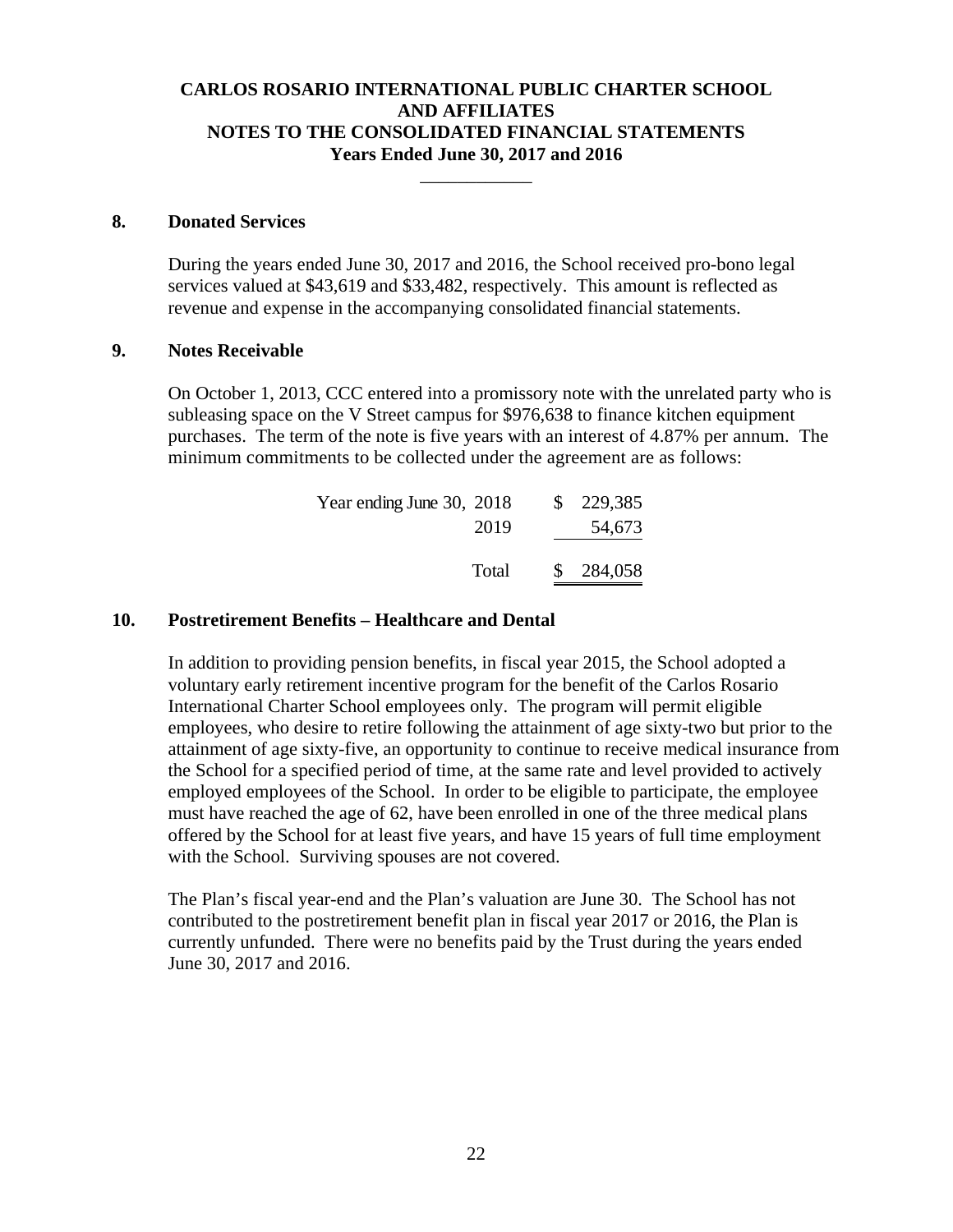## 8. Donated Services

During the years ended June 30, 2017 and 2016, the School received pro-bono legal services valued at $43,619 and $33,482, respectively. This amount is reflected as revenue and expense in the accompanying consolidated financial statements.

## 9. Notes Receivable

On October 1, 2013, CCC entered into a promissory note with the unrelated party who is subleasing space on the V Street campus for $976,638 to finance kitchen equipment purchases. The term of the note is five years with an interest of 4.87% per annum. The minimum commitments to be collected under the agreement are as follows:

| | | |
|---|---|---|
| Year ending June 30, | 2018 | $ 229,385 |
| | 2019 | 54,673 |
| | Total | $ 284,058 |

## 10. Postretirement Benefits – Healthcare and Dental

In addition to providing pension benefits, in fiscal year 2015, the School adopted a voluntary early retirement incentive program for the benefit of the Carlos Rosario International Charter School employees only. The program will permit eligible employees, who desire to retire following the attainment of age sixty-two but prior to the attainment of age sixty-five, an opportunity to continue to receive medical insurance from the School for a specified period of time, at the same rate and level provided to actively employed employees of the School. In order to be eligible to participate, the employee must have reached the age of 62, have been enrolled in one of the three medical plans offered by the School for at least five years, and have 15 years of full time employment with the School. Surviving spouses are not covered.

The Plan's fiscal year-end and the Plan's valuation are June 30. The School has not contributed to the postretirement benefit plan in fiscal year 2017 or 2016, the Plan is currently unfunded. There were no benefits paid by the Trust during the years ended June 30, 2017 and 2016.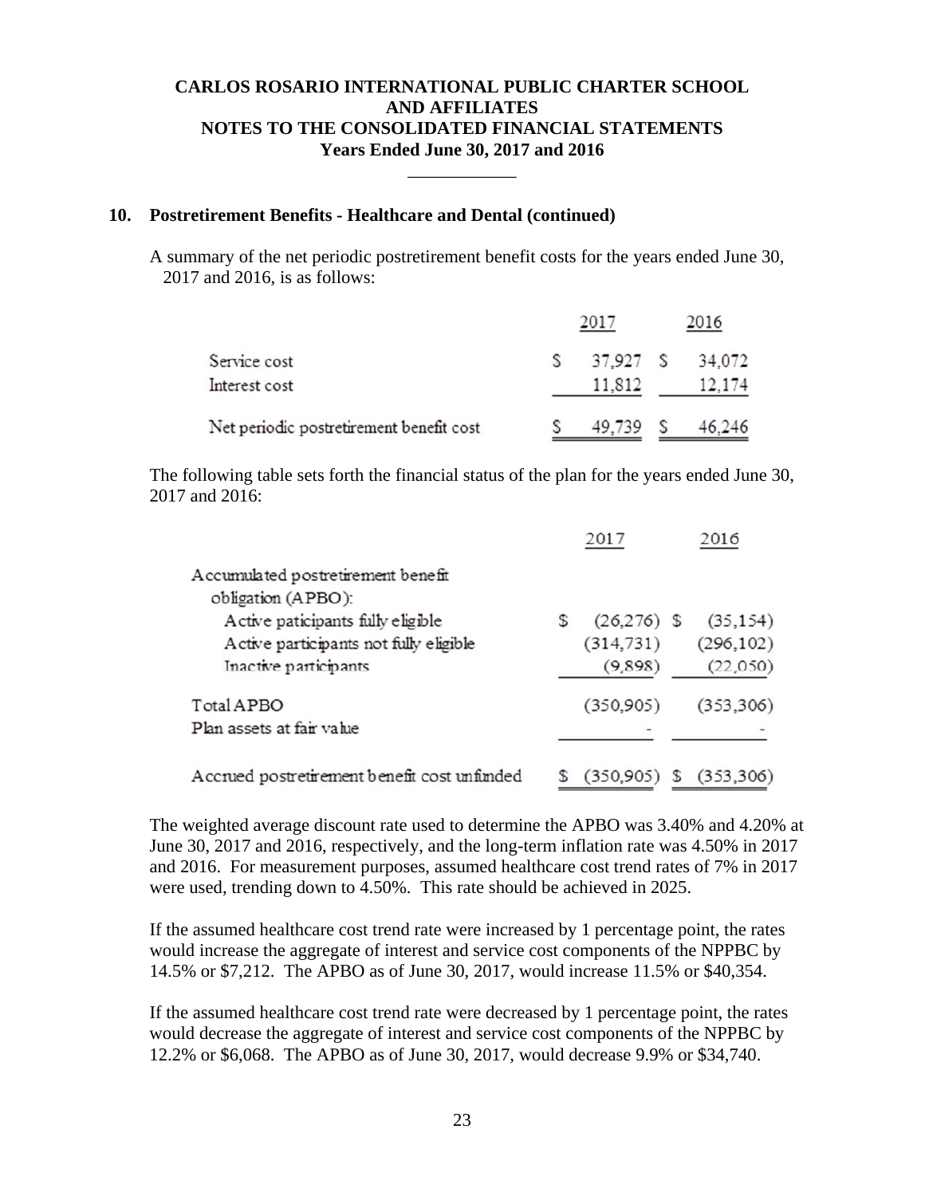## 10. Postretirement Benefits - Healthcare and Dental (continued)

A summary of the net periodic postretirement benefit costs for the years ended June 30, 2017 and 2016, is as follows:

| | 2017 | 2016 |
|---|---|---|
| Service cost | $ 37,927 | $ 34,072 |
| Interest cost | 11,812 | 12,174 |
| Net periodic postretirement benefit cost | $ 49,739 | $ 46,246 |

The following table sets forth the financial status of the plan for the years ended June 30, 2017 and 2016:

| | 2017 | 2016 |
|---|---|---|
| Accumulated postretirement benefit obligation (APBO): | | |
| Active paticipants fully eligible | $ (26,276) | $ (35,154) |
| Active participants not fully eligible | (314,731) | (296,102) |
| Inactive participants | (9,898) | (22,050) |
| Total APBO | (350,905) | (353,306) |
| Plan assets at fair value | - | - |
| Accrued postretirement benefit cost unfunded | $ (350,905) | $ (353,306) |

The weighted average discount rate used to determine the APBO was 3.40% and 4.20% at June 30, 2017 and 2016, respectively, and the long-term inflation rate was 4.50% in 2017 and 2016. For measurement purposes, assumed healthcare cost trend rates of 7% in 2017 were used, trending down to 4.50%. This rate should be achieved in 2025.

If the assumed healthcare cost trend rate were increased by 1 percentage point, the rates would increase the aggregate of interest and service cost components of the NPPBC by 14.5% or $7,212. The APBO as of June 30, 2017, would increase 11.5% or $40,354.

If the assumed healthcare cost trend rate were decreased by 1 percentage point, the rates would decrease the aggregate of interest and service cost components of the NPPBC by 12.2% or $6,068. The APBO as of June 30, 2017, would decrease 9.9% or $34,740.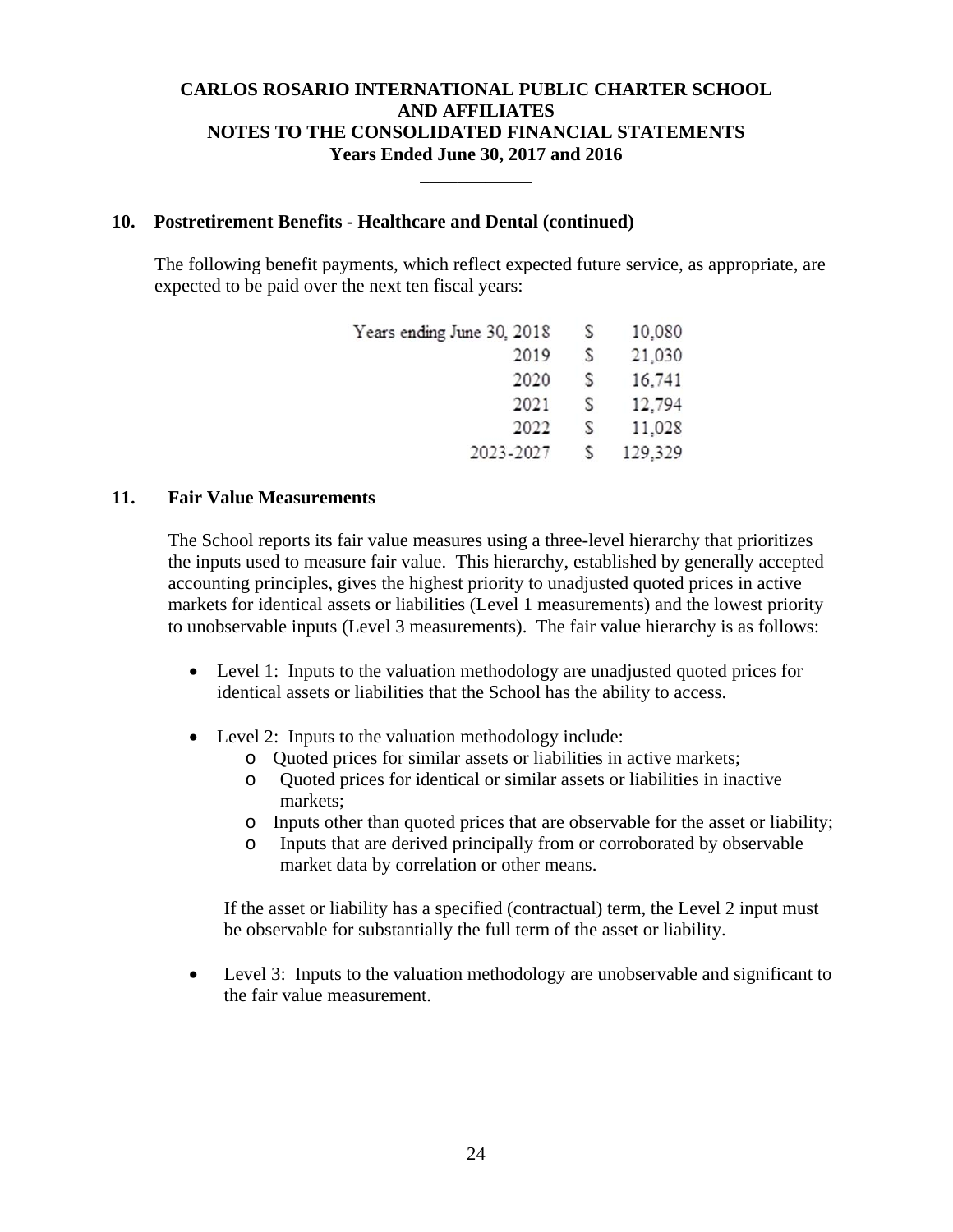## 10. Postretirement Benefits - Healthcare and Dental (continued)

The following benefit payments, which reflect expected future service, as appropriate, are expected to be paid over the next ten fiscal years:

| | | |
|---|---|---|
| Years ending June 30, 2018 | $ | 10,080 |
| 2019 | $ | 21,030 |
| 2020 | $ | 16,741 |
| 2021 | $ | 12,794 |
| 2022 | $ | 11,028 |
| 2023-2027 | $ | 129,329 |

## 11. Fair Value Measurements

The School reports its fair value measures using a three-level hierarchy that prioritizes the inputs used to measure fair value. This hierarchy, established by generally accepted accounting principles, gives the highest priority to unadjusted quoted prices in active markets for identical assets or liabilities (Level 1 measurements) and the lowest priority to unobservable inputs (Level 3 measurements). The fair value hierarchy is as follows:

- Level 1: Inputs to the valuation methodology are unadjusted quoted prices for identical assets or liabilities that the School has the ability to access.

- Level 2: Inputs to the valuation methodology include:
  - Quoted prices for similar assets or liabilities in active markets;
  - Quoted prices for identical or similar assets or liabilities in inactive markets;
  - Inputs other than quoted prices that are observable for the asset or liability;
  - Inputs that are derived principally from or corroborated by observable market data by correlation or other means.

  If the asset or liability has a specified (contractual) term, the Level 2 input must be observable for substantially the full term of the asset or liability.

- Level 3: Inputs to the valuation methodology are unobservable and significant to the fair value measurement.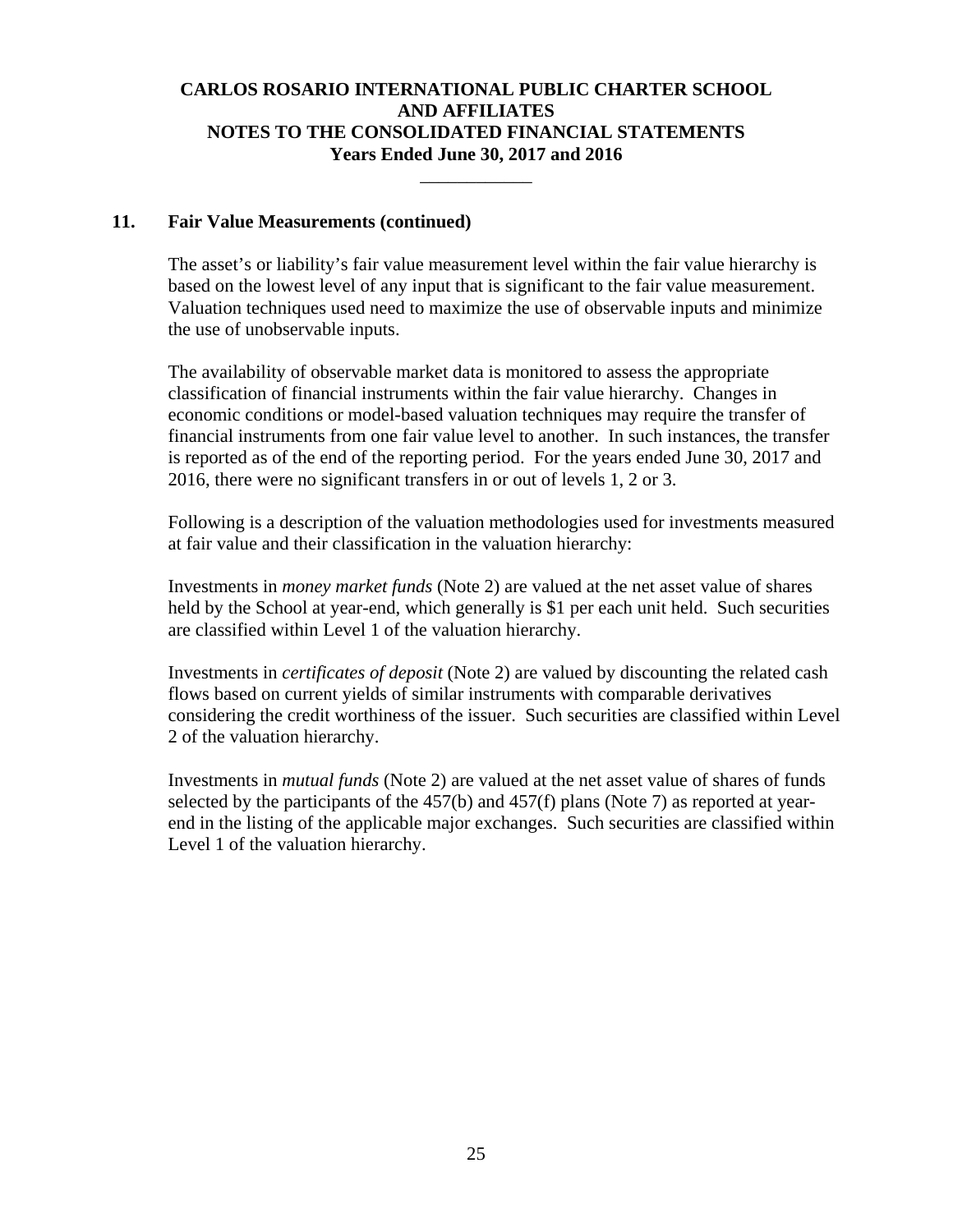## 11. Fair Value Measurements (continued)

The asset's or liability's fair value measurement level within the fair value hierarchy is based on the lowest level of any input that is significant to the fair value measurement. Valuation techniques used need to maximize the use of observable inputs and minimize the use of unobservable inputs.

The availability of observable market data is monitored to assess the appropriate classification of financial instruments within the fair value hierarchy. Changes in economic conditions or model-based valuation techniques may require the transfer of financial instruments from one fair value level to another. In such instances, the transfer is reported as of the end of the reporting period. For the years ended June 30, 2017 and 2016, there were no significant transfers in or out of levels 1, 2 or 3.

Following is a description of the valuation methodologies used for investments measured at fair value and their classification in the valuation hierarchy:

Investments in *money market funds* (Note 2) are valued at the net asset value of shares held by the School at year-end, which generally is $1 per each unit held. Such securities are classified within Level 1 of the valuation hierarchy.

Investments in *certificates of deposit* (Note 2) are valued by discounting the related cash flows based on current yields of similar instruments with comparable derivatives considering the credit worthiness of the issuer. Such securities are classified within Level 2 of the valuation hierarchy.

Investments in *mutual funds* (Note 2) are valued at the net asset value of shares of funds selected by the participants of the 457(b) and 457(f) plans (Note 7) as reported at year-end in the listing of the applicable major exchanges. Such securities are classified within Level 1 of the valuation hierarchy.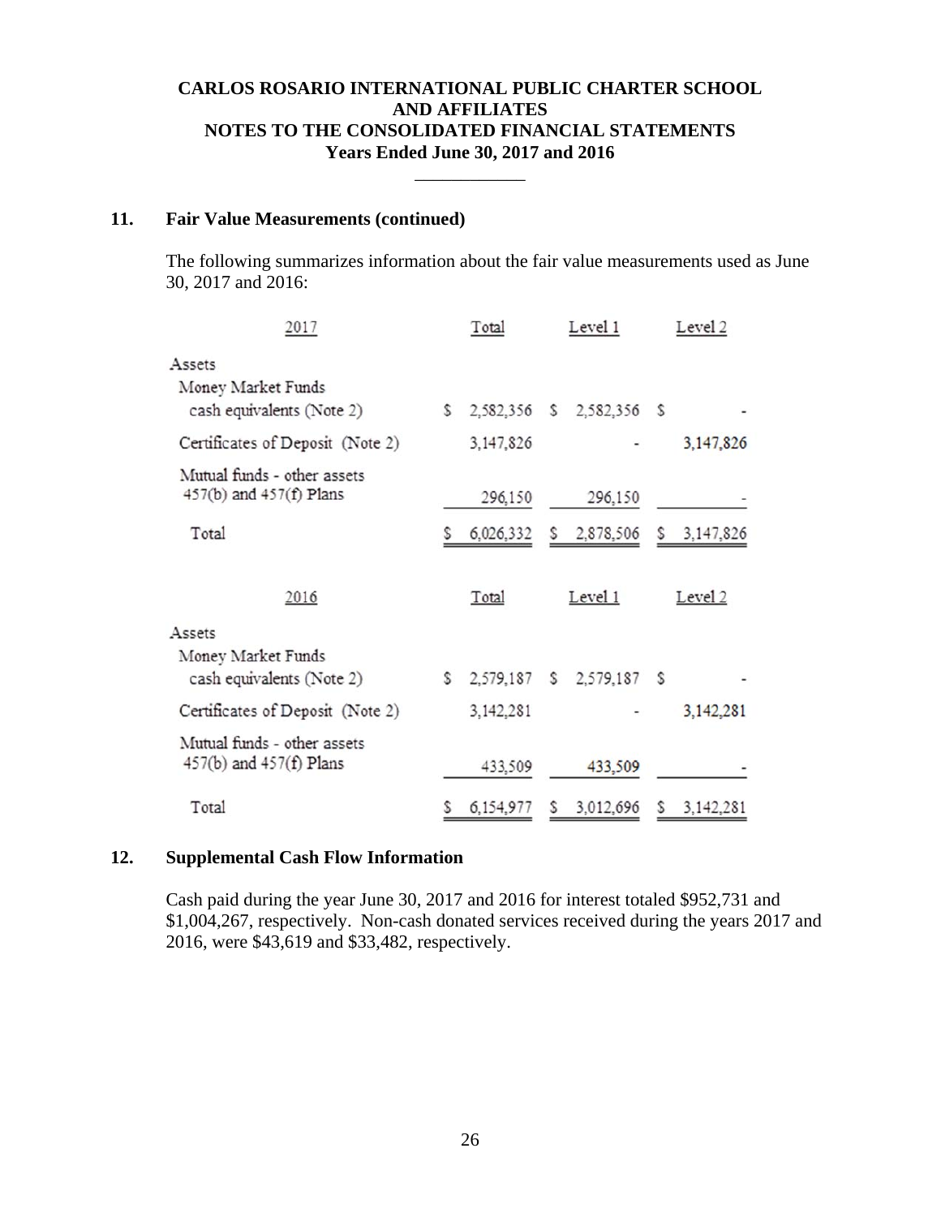**CARLOS ROSARIO INTERNATIONAL PUBLIC CHARTER SCHOOL**
**AND AFFILIATES**
**NOTES TO THE CONSOLIDATED FINANCIAL STATEMENTS**
**Years Ended June 30, 2017 and 2016**

## 11. Fair Value Measurements (continued)

The following summarizes information about the fair value measurements used as June 30, 2017 and 2016:

| 2017 | Total | Level 1 | Level 2 |
|---|---|---|---|
| Assets | | | |
| Money Market Funds cash equivalents (Note 2) | $ 2,582,356 | $ 2,582,356 | $ - |
| Certificates of Deposit (Note 2) | 3,147,826 | - | 3,147,826 |
| Mutual funds - other assets 457(b) and 457(f) Plans | 296,150 | 296,150 | - |
| Total | $ 6,026,332 | $ 2,878,506 | $ 3,147,826 |

| 2016 | Total | Level 1 | Level 2 |
|---|---|---|---|
| Assets | | | |
| Money Market Funds cash equivalents (Note 2) | $ 2,579,187 | $ 2,579,187 | $ - |
| Certificates of Deposit (Note 2) | 3,142,281 | - | 3,142,281 |
| Mutual funds - other assets 457(b) and 457(f) Plans | 433,509 | 433,509 | - |
| Total | $ 6,154,977 | $ 3,012,696 | $ 3,142,281 |

## 12. Supplemental Cash Flow Information

Cash paid during the year June 30, 2017 and 2016 for interest totaled $952,731 and $1,004,267, respectively. Non-cash donated services received during the years 2017 and 2016, were $43,619 and $33,482, respectively.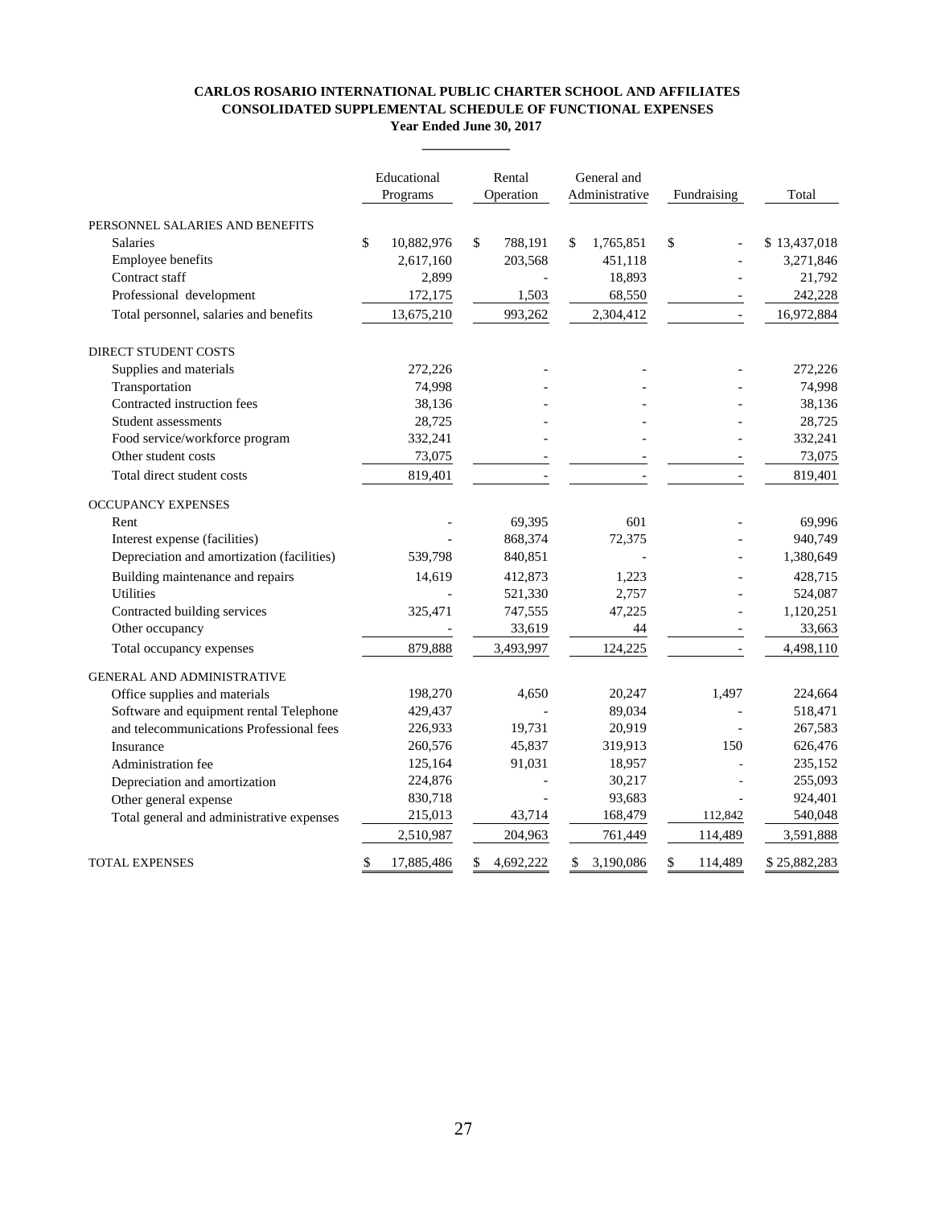**CARLOS ROSARIO INTERNATIONAL PUBLIC CHARTER SCHOOL AND AFFILIATES**
**CONSOLIDATED SUPPLEMENTAL SCHEDULE OF FUNCTIONAL EXPENSES**
**Year Ended June 30, 2017**

| | Educational Programs | Rental Operation | General and Administrative | Fundraising | Total |
|---|---|---|---|---|---|
| PERSONNEL SALARIES AND BENEFITS | | | | | |
| Salaries | $ 10,882,976 | $ 788,191 | $ 1,765,851 | $ - | $ 13,437,018 |
| Employee benefits | 2,617,160 | 203,568 | 451,118 | - | 3,271,846 |
| Contract staff | 2,899 | - | 18,893 | - | 21,792 |
| Professional development | 172,175 | 1,503 | 68,550 | - | 242,228 |
| Total personnel, salaries and benefits | 13,675,210 | 993,262 | 2,304,412 | - | 16,972,884 |
| DIRECT STUDENT COSTS | | | | | |
| Supplies and materials | 272,226 | - | - | - | 272,226 |
| Transportation | 74,998 | - | - | - | 74,998 |
| Contracted instruction fees | 38,136 | - | - | - | 38,136 |
| Student assessments | 28,725 | - | - | - | 28,725 |
| Food service/workforce program | 332,241 | - | - | - | 332,241 |
| Other student costs | 73,075 | - | - | - | 73,075 |
| Total direct student costs | 819,401 | - | - | - | 819,401 |
| OCCUPANCY EXPENSES | | | | | |
| Rent | - | 69,395 | 601 | - | 69,996 |
| Interest expense (facilities) | - | 868,374 | 72,375 | - | 940,749 |
| Depreciation and amortization (facilities) | 539,798 | 840,851 | - | - | 1,380,649 |
| Building maintenance and repairs | 14,619 | 412,873 | 1,223 | - | 428,715 |
| Utilities | - | 521,330 | 2,757 | - | 524,087 |
| Contracted building services | 325,471 | 747,555 | 47,225 | - | 1,120,251 |
| Other occupancy | - | 33,619 | 44 | - | 33,663 |
| Total occupancy expenses | 879,888 | 3,493,997 | 124,225 | - | 4,498,110 |
| GENERAL AND ADMINISTRATIVE | | | | | |
| Office supplies and materials | 198,270 | 4,650 | 20,247 | 1,497 | 224,664 |
| Software and equipment rental Telephone | 429,437 | - | 89,034 | - | 518,471 |
| and telecommunications Professional fees | 226,933 | 19,731 | 20,919 | - | 267,583 |
| Insurance | 260,576 | 45,837 | 319,913 | 150 | 626,476 |
| Administration fee | 125,164 | 91,031 | 18,957 | - | 235,152 |
| Depreciation and amortization | 224,876 | - | 30,217 | - | 255,093 |
| Other general expense | 830,718 | - | 93,683 | - | 924,401 |
| Total general and administrative expenses | 215,013 | 43,714 | 168,479 | 112,842 | 540,048 |
| | 2,510,987 | 204,963 | 761,449 | 114,489 | 3,591,888 |
| TOTAL EXPENSES | $ 17,885,486 | $ 4,692,222 | $ 3,190,086 | $ 114,489 | $ 25,882,283 |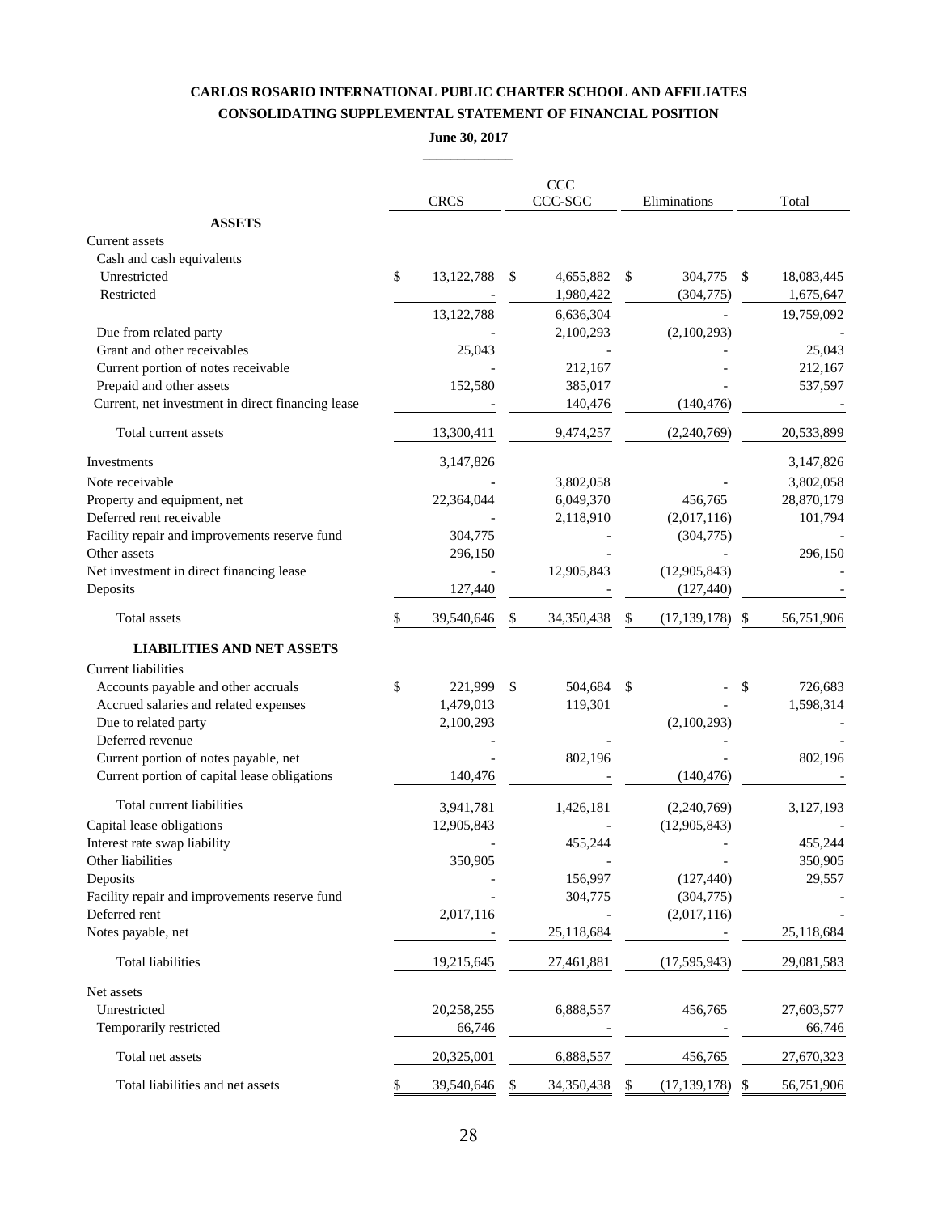**CARLOS ROSARIO INTERNATIONAL PUBLIC CHARTER SCHOOL AND AFFILIATES**

**CONSOLIDATING SUPPLEMENTAL STATEMENT OF FINANCIAL POSITION**

**June 30, 2017**

| | CRCS | CCC CCC-SGC | Eliminations | Total |
|---|---|---|---|---|
| **ASSETS** | | | | |
| Current assets | | | | |
| Cash and cash equivalents | | | | |
| Unrestricted | $ 13,122,788 | $ 4,655,882 | $ 304,775 | $ 18,083,445 |
| Restricted | - | 1,980,422 | (304,775) | 1,675,647 |
| | 13,122,788 | 6,636,304 | - | 19,759,092 |
| Due from related party | - | 2,100,293 | (2,100,293) | - |
| Grant and other receivables | 25,043 | - | - | 25,043 |
| Current portion of notes receivable | - | 212,167 | - | 212,167 |
| Prepaid and other assets | 152,580 | 385,017 | - | 537,597 |
| Current, net investment in direct financing lease | - | 140,476 | (140,476) | - |
| Total current assets | 13,300,411 | 9,474,257 | (2,240,769) | 20,533,899 |
| Investments | 3,147,826 | | | 3,147,826 |
| Note receivable | - | 3,802,058 | - | 3,802,058 |
| Property and equipment, net | 22,364,044 | 6,049,370 | 456,765 | 28,870,179 |
| Deferred rent receivable | - | 2,118,910 | (2,017,116) | 101,794 |
| Facility repair and improvements reserve fund | 304,775 | - | (304,775) | - |
| Other assets | 296,150 | - | - | 296,150 |
| Net investment in direct financing lease | - | 12,905,843 | (12,905,843) | - |
| Deposits | 127,440 | - | (127,440) | - |
| Total assets | $ 39,540,646 | $ 34,350,438 | $ (17,139,178) | $ 56,751,906 |
| **LIABILITIES AND NET ASSETS** | | | | |
| Current liabilities | | | | |
| Accounts payable and other accruals | $ 221,999 | $ 504,684 | $ - | $ 726,683 |
| Accrued salaries and related expenses | 1,479,013 | 119,301 | - | 1,598,314 |
| Due to related party | 2,100,293 | | (2,100,293) | - |
| Deferred revenue | - | - | - | - |
| Current portion of notes payable, net | - | 802,196 | - | 802,196 |
| Current portion of capital lease obligations | 140,476 | - | (140,476) | - |
| Total current liabilities | 3,941,781 | 1,426,181 | (2,240,769) | 3,127,193 |
| Capital lease obligations | 12,905,843 | - | (12,905,843) | - |
| Interest rate swap liability | - | 455,244 | - | 455,244 |
| Other liabilities | 350,905 | - | - | 350,905 |
| Deposits | - | 156,997 | (127,440) | 29,557 |
| Facility repair and improvements reserve fund | - | 304,775 | (304,775) | - |
| Deferred rent | 2,017,116 | - | (2,017,116) | - |
| Notes payable, net | - | 25,118,684 | - | 25,118,684 |
| Total liabilities | 19,215,645 | 27,461,881 | (17,595,943) | 29,081,583 |
| Net assets | | | | |
| Unrestricted | 20,258,255 | 6,888,557 | 456,765 | 27,603,577 |
| Temporarily restricted | 66,746 | - | - | 66,746 |
| Total net assets | 20,325,001 | 6,888,557 | 456,765 | 27,670,323 |
| Total liabilities and net assets | $ 39,540,646 | $ 34,350,438 | $ (17,139,178) | $ 56,751,906 |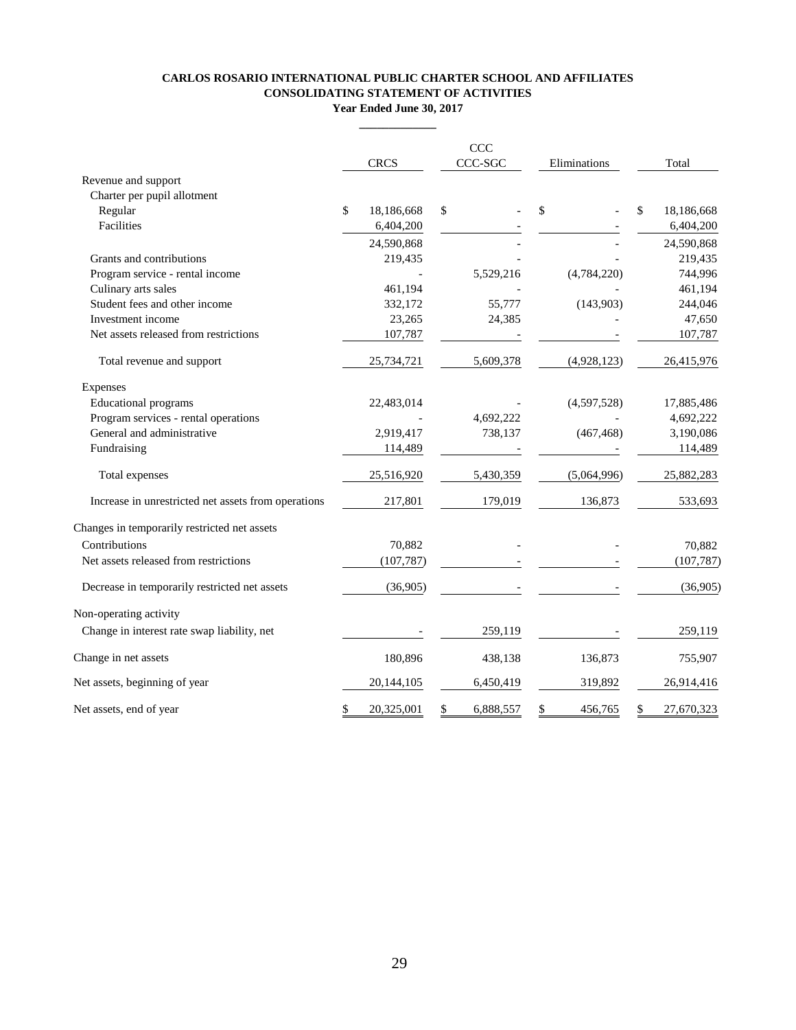**CARLOS ROSARIO INTERNATIONAL PUBLIC CHARTER SCHOOL AND AFFILIATES**
**CONSOLIDATING STATEMENT OF ACTIVITIES**
**Year Ended June 30, 2017**

| | CRCS | CCC CCC-SGC | Eliminations | Total |
|---|---|---|---|---|
| Revenue and support | | | | |
| Charter per pupil allotment | | | | |
| Regular | $ 18,186,668 | $ - | $ - | $ 18,186,668 |
| Facilities | 6,404,200 | - | - | 6,404,200 |
| | 24,590,868 | - | - | 24,590,868 |
| Grants and contributions | 219,435 | - | - | 219,435 |
| Program service - rental income | - | 5,529,216 | (4,784,220) | 744,996 |
| Culinary arts sales | 461,194 | - | - | 461,194 |
| Student fees and other income | 332,172 | 55,777 | (143,903) | 244,046 |
| Investment income | 23,265 | 24,385 | - | 47,650 |
| Net assets released from restrictions | 107,787 | - | - | 107,787 |
| Total revenue and support | 25,734,721 | 5,609,378 | (4,928,123) | 26,415,976 |
| Expenses | | | | |
| Educational programs | 22,483,014 | - | (4,597,528) | 17,885,486 |
| Program services - rental operations | - | 4,692,222 | - | 4,692,222 |
| General and administrative | 2,919,417 | 738,137 | (467,468) | 3,190,086 |
| Fundraising | 114,489 | - | - | 114,489 |
| Total expenses | 25,516,920 | 5,430,359 | (5,064,996) | 25,882,283 |
| Increase in unrestricted net assets from operations | 217,801 | 179,019 | 136,873 | 533,693 |
| Changes in temporarily restricted net assets | | | | |
| Contributions | 70,882 | - | - | 70,882 |
| Net assets released from restrictions | (107,787) | - | - | (107,787) |
| Decrease in temporarily restricted net assets | (36,905) | - | - | (36,905) |
| Non-operating activity | | | | |
| Change in interest rate swap liability, net | - | 259,119 | - | 259,119 |
| Change in net assets | 180,896 | 438,138 | 136,873 | 755,907 |
| Net assets, beginning of year | 20,144,105 | 6,450,419 | 319,892 | 26,914,416 |
| Net assets, end of year | $ 20,325,001 | $ 6,888,557 | $ 456,765 | $ 27,670,323 |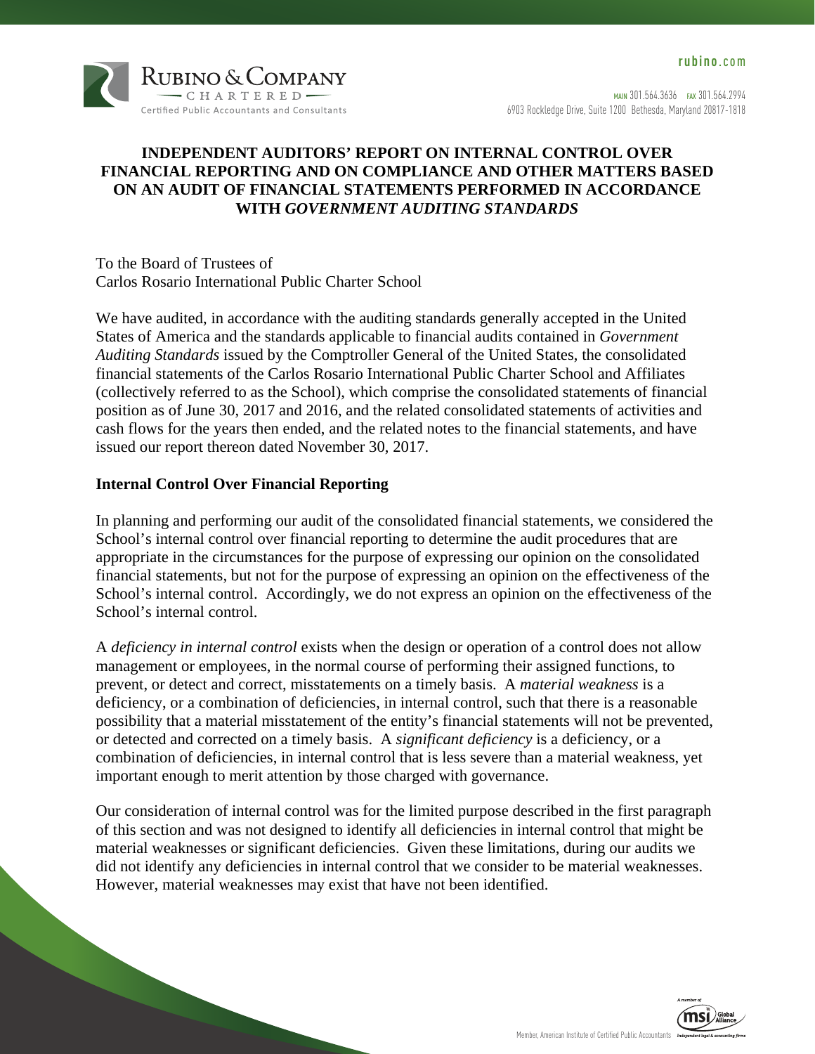# INDEPENDENT AUDITORS' REPORT ON INTERNAL CONTROL OVER FINANCIAL REPORTING AND ON COMPLIANCE AND OTHER MATTERS BASED ON AN AUDIT OF FINANCIAL STATEMENTS PERFORMED IN ACCORDANCE WITH *GOVERNMENT AUDITING STANDARDS*

To the Board of Trustees of
Carlos Rosario International Public Charter School

We have audited, in accordance with the auditing standards generally accepted in the United States of America and the standards applicable to financial audits contained in *Government Auditing Standards* issued by the Comptroller General of the United States, the consolidated financial statements of the Carlos Rosario International Public Charter School and Affiliates (collectively referred to as the School), which comprise the consolidated statements of financial position as of June 30, 2017 and 2016, and the related consolidated statements of activities and cash flows for the years then ended, and the related notes to the financial statements, and have issued our report thereon dated November 30, 2017.

## Internal Control Over Financial Reporting

In planning and performing our audit of the consolidated financial statements, we considered the School's internal control over financial reporting to determine the audit procedures that are appropriate in the circumstances for the purpose of expressing our opinion on the consolidated financial statements, but not for the purpose of expressing an opinion on the effectiveness of the School's internal control. Accordingly, we do not express an opinion on the effectiveness of the School's internal control.

A *deficiency in internal control* exists when the design or operation of a control does not allow management or employees, in the normal course of performing their assigned functions, to prevent, or detect and correct, misstatements on a timely basis. A *material weakness* is a deficiency, or a combination of deficiencies, in internal control, such that there is a reasonable possibility that a material misstatement of the entity's financial statements will not be prevented, or detected and corrected on a timely basis. A *significant deficiency* is a deficiency, or a combination of deficiencies, in internal control that is less severe than a material weakness, yet important enough to merit attention by those charged with governance.

Our consideration of internal control was for the limited purpose described in the first paragraph of this section and was not designed to identify all deficiencies in internal control that might be material weaknesses or significant deficiencies. Given these limitations, during our audits we did not identify any deficiencies in internal control that we consider to be material weaknesses. However, material weaknesses may exist that have not been identified.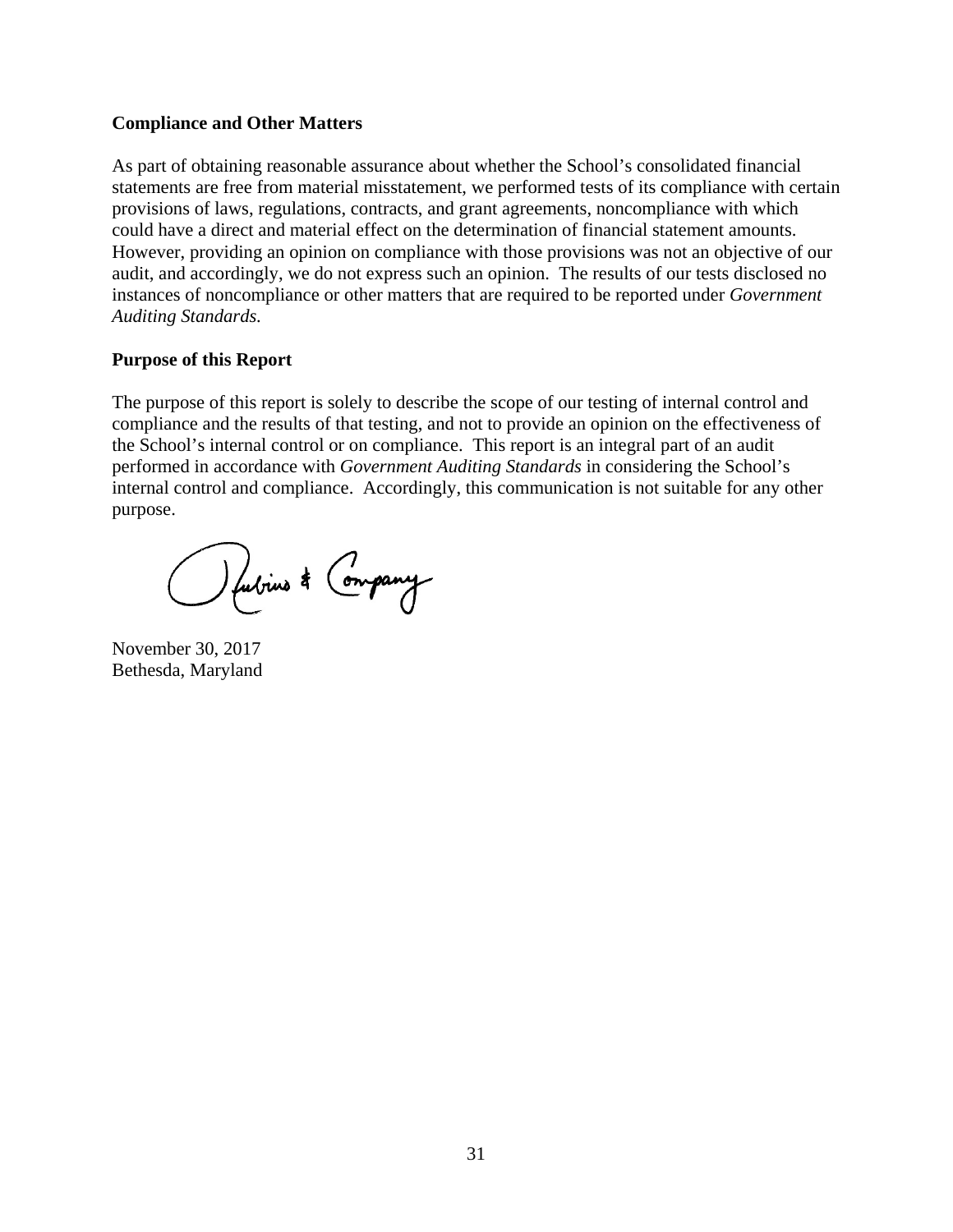**Compliance and Other Matters**

As part of obtaining reasonable assurance about whether the School's consolidated financial statements are free from material misstatement, we performed tests of its compliance with certain provisions of laws, regulations, contracts, and grant agreements, noncompliance with which could have a direct and material effect on the determination of financial statement amounts. However, providing an opinion on compliance with those provisions was not an objective of our audit, and accordingly, we do not express such an opinion. The results of our tests disclosed no instances of noncompliance or other matters that are required to be reported under *Government Auditing Standards.*

**Purpose of this Report**

The purpose of this report is solely to describe the scope of our testing of internal control and compliance and the results of that testing, and not to provide an opinion on the effectiveness of the School's internal control or on compliance. This report is an integral part of an audit performed in accordance with *Government Auditing Standards* in considering the School's internal control and compliance. Accordingly, this communication is not suitable for any other purpose.

Rubino & Company

November 30, 2017
Bethesda, Maryland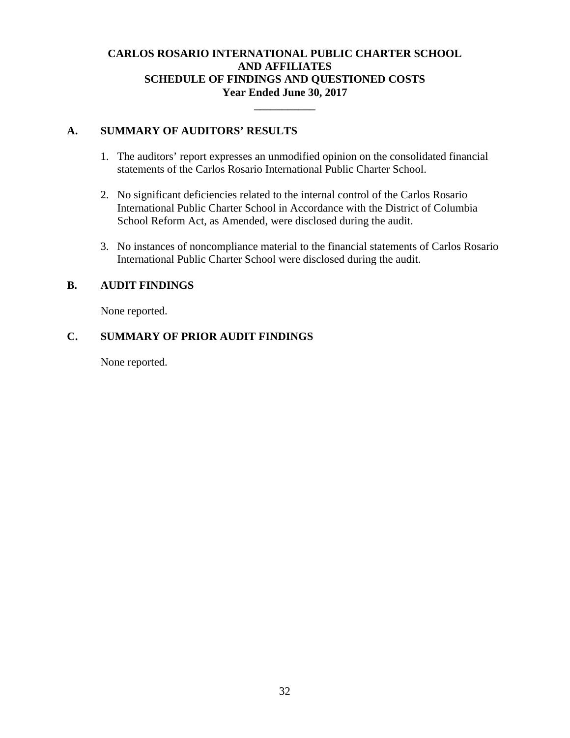# CARLOS ROSARIO INTERNATIONAL PUBLIC CHARTER SCHOOL AND AFFILIATES
# SCHEDULE OF FINDINGS AND QUESTIONED COSTS
# Year Ended June 30, 2017

## A. SUMMARY OF AUDITORS' RESULTS

1. The auditors' report expresses an unmodified opinion on the consolidated financial statements of the Carlos Rosario International Public Charter School.

2. No significant deficiencies related to the internal control of the Carlos Rosario International Public Charter School in Accordance with the District of Columbia School Reform Act, as Amended, were disclosed during the audit.

3. No instances of noncompliance material to the financial statements of Carlos Rosario International Public Charter School were disclosed during the audit.

## B. AUDIT FINDINGS

None reported.

## C. SUMMARY OF PRIOR AUDIT FINDINGS

None reported.